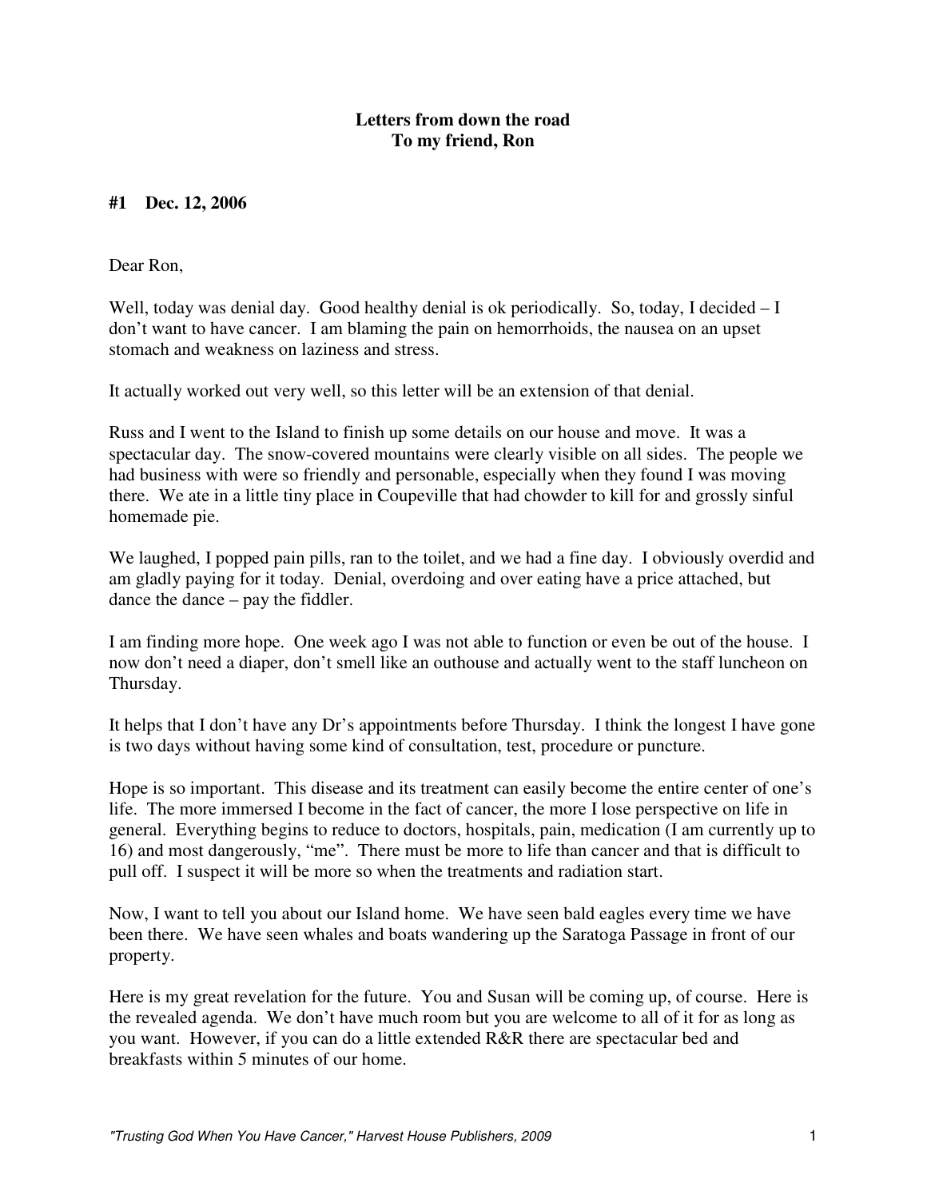**Letters from down the road**
**To my friend, Ron**

**#1 Dec. 12, 2006**

Dear Ron,

Well, today was denial day. Good healthy denial is ok periodically. So, today, I decided – I don't want to have cancer. I am blaming the pain on hemorrhoids, the nausea on an upset stomach and weakness on laziness and stress.

It actually worked out very well, so this letter will be an extension of that denial.

Russ and I went to the Island to finish up some details on our house and move. It was a spectacular day. The snow-covered mountains were clearly visible on all sides. The people we had business with were so friendly and personable, especially when they found I was moving there. We ate in a little tiny place in Coupeville that had chowder to kill for and grossly sinful homemade pie.

We laughed, I popped pain pills, ran to the toilet, and we had a fine day. I obviously overdid and am gladly paying for it today. Denial, overdoing and over eating have a price attached, but dance the dance – pay the fiddler.

I am finding more hope. One week ago I was not able to function or even be out of the house. I now don't need a diaper, don't smell like an outhouse and actually went to the staff luncheon on Thursday.

It helps that I don't have any Dr's appointments before Thursday. I think the longest I have gone is two days without having some kind of consultation, test, procedure or puncture.

Hope is so important. This disease and its treatment can easily become the entire center of one's life. The more immersed I become in the fact of cancer, the more I lose perspective on life in general. Everything begins to reduce to doctors, hospitals, pain, medication (I am currently up to 16) and most dangerously, "me". There must be more to life than cancer and that is difficult to pull off. I suspect it will be more so when the treatments and radiation start.

Now, I want to tell you about our Island home. We have seen bald eagles every time we have been there. We have seen whales and boats wandering up the Saratoga Passage in front of our property.

Here is my great revelation for the future. You and Susan will be coming up, of course. Here is the revealed agenda. We don't have much room but you are welcome to all of it for as long as you want. However, if you can do a little extended R&R there are spectacular bed and breakfasts within 5 minutes of our home.

*"Trusting God When You Have Cancer," Harvest House Publishers, 2009*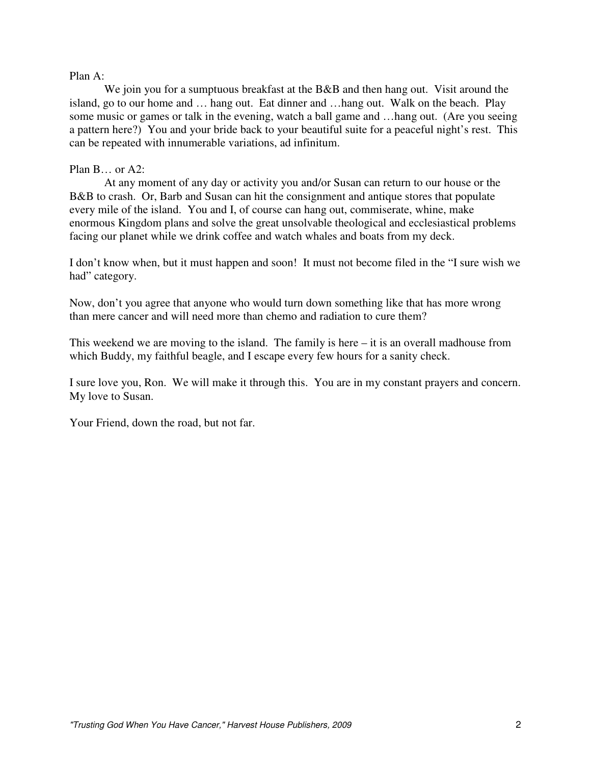Plan A:

We join you for a sumptuous breakfast at the B&B and then hang out. Visit around the island, go to our home and … hang out. Eat dinner and …hang out. Walk on the beach. Play some music or games or talk in the evening, watch a ball game and …hang out. (Are you seeing a pattern here?) You and your bride back to your beautiful suite for a peaceful night's rest. This can be repeated with innumerable variations, ad infinitum.

Plan B… or A2:

At any moment of any day or activity you and/or Susan can return to our house or the B&B to crash. Or, Barb and Susan can hit the consignment and antique stores that populate every mile of the island. You and I, of course can hang out, commiserate, whine, make enormous Kingdom plans and solve the great unsolvable theological and ecclesiastical problems facing our planet while we drink coffee and watch whales and boats from my deck.

I don't know when, but it must happen and soon! It must not become filed in the "I sure wish we had" category.

Now, don't you agree that anyone who would turn down something like that has more wrong than mere cancer and will need more than chemo and radiation to cure them?

This weekend we are moving to the island. The family is here – it is an overall madhouse from which Buddy, my faithful beagle, and I escape every few hours for a sanity check.

I sure love you, Ron. We will make it through this. You are in my constant prayers and concern. My love to Susan.

Your Friend, down the road, but not far.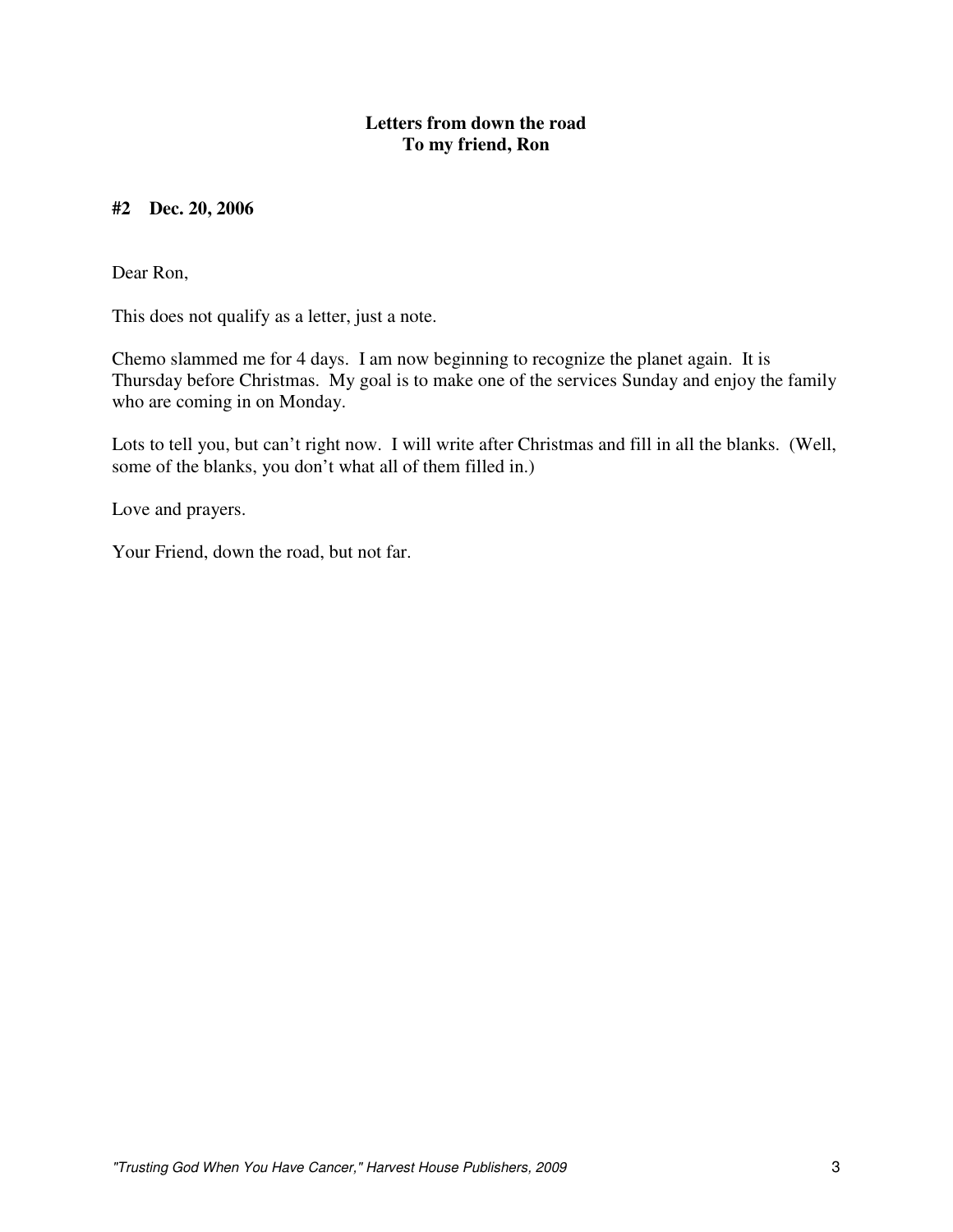**Letters from down the road**
**To my friend, Ron**

**#2 Dec. 20, 2006**

Dear Ron,

This does not qualify as a letter, just a note.

Chemo slammed me for 4 days. I am now beginning to recognize the planet again. It is Thursday before Christmas. My goal is to make one of the services Sunday and enjoy the family who are coming in on Monday.

Lots to tell you, but can't right now. I will write after Christmas and fill in all the blanks. (Well, some of the blanks, you don't what all of them filled in.)

Love and prayers.

Your Friend, down the road, but not far.

*"Trusting God When You Have Cancer," Harvest House Publishers, 2009*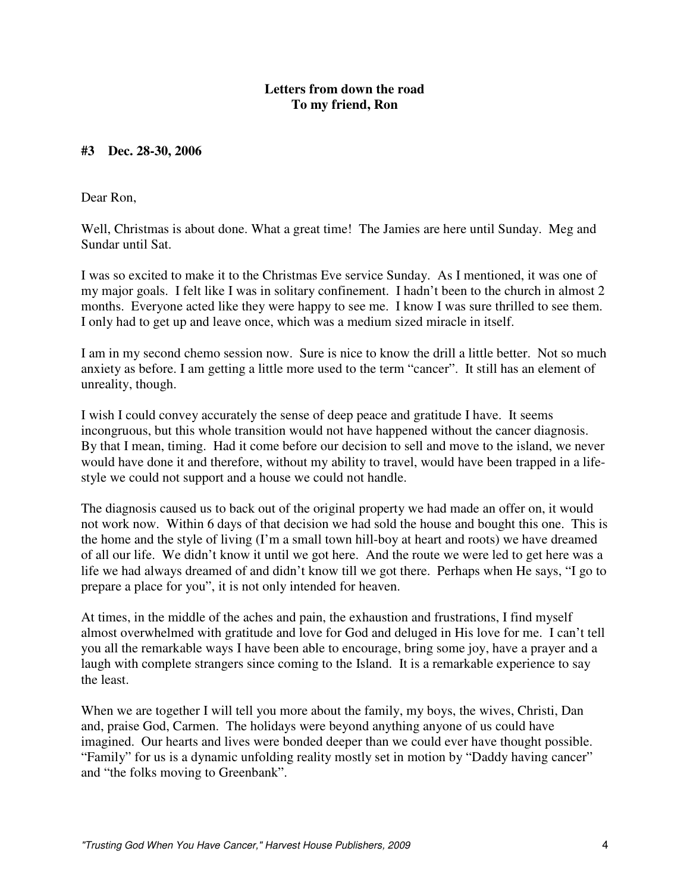**Letters from down the road**
**To my friend, Ron**

**#3 Dec. 28-30, 2006**

Dear Ron,

Well, Christmas is about done. What a great time! The Jamies are here until Sunday. Meg and Sundar until Sat.

I was so excited to make it to the Christmas Eve service Sunday. As I mentioned, it was one of my major goals. I felt like I was in solitary confinement. I hadn't been to the church in almost 2 months. Everyone acted like they were happy to see me. I know I was sure thrilled to see them. I only had to get up and leave once, which was a medium sized miracle in itself.

I am in my second chemo session now. Sure is nice to know the drill a little better. Not so much anxiety as before. I am getting a little more used to the term "cancer". It still has an element of unreality, though.

I wish I could convey accurately the sense of deep peace and gratitude I have. It seems incongruous, but this whole transition would not have happened without the cancer diagnosis. By that I mean, timing. Had it come before our decision to sell and move to the island, we never would have done it and therefore, without my ability to travel, would have been trapped in a life-style we could not support and a house we could not handle.

The diagnosis caused us to back out of the original property we had made an offer on, it would not work now. Within 6 days of that decision we had sold the house and bought this one. This is the home and the style of living (I'm a small town hill-boy at heart and roots) we have dreamed of all our life. We didn't know it until we got here. And the route we were led to get here was a life we had always dreamed of and didn't know till we got there. Perhaps when He says, "I go to prepare a place for you", it is not only intended for heaven.

At times, in the middle of the aches and pain, the exhaustion and frustrations, I find myself almost overwhelmed with gratitude and love for God and deluged in His love for me. I can't tell you all the remarkable ways I have been able to encourage, bring some joy, have a prayer and a laugh with complete strangers since coming to the Island. It is a remarkable experience to say the least.

When we are together I will tell you more about the family, my boys, the wives, Christi, Dan and, praise God, Carmen. The holidays were beyond anything anyone of us could have imagined. Our hearts and lives were bonded deeper than we could ever have thought possible. "Family" for us is a dynamic unfolding reality mostly set in motion by "Daddy having cancer" and "the folks moving to Greenbank".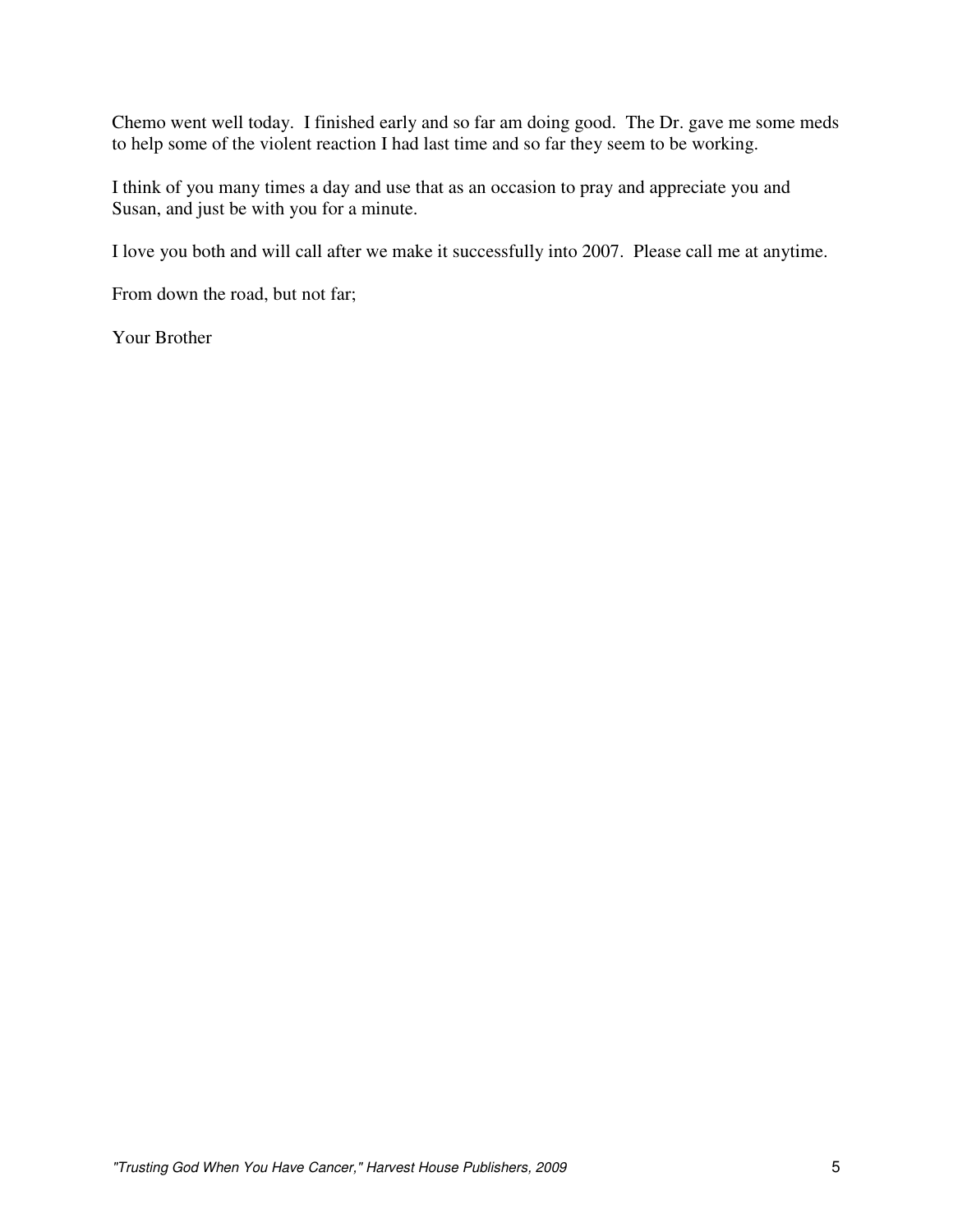Chemo went well today. I finished early and so far am doing good. The Dr. gave me some meds to help some of the violent reaction I had last time and so far they seem to be working.

I think of you many times a day and use that as an occasion to pray and appreciate you and Susan, and just be with you for a minute.

I love you both and will call after we make it successfully into 2007. Please call me at anytime.

From down the road, but not far;

Your Brother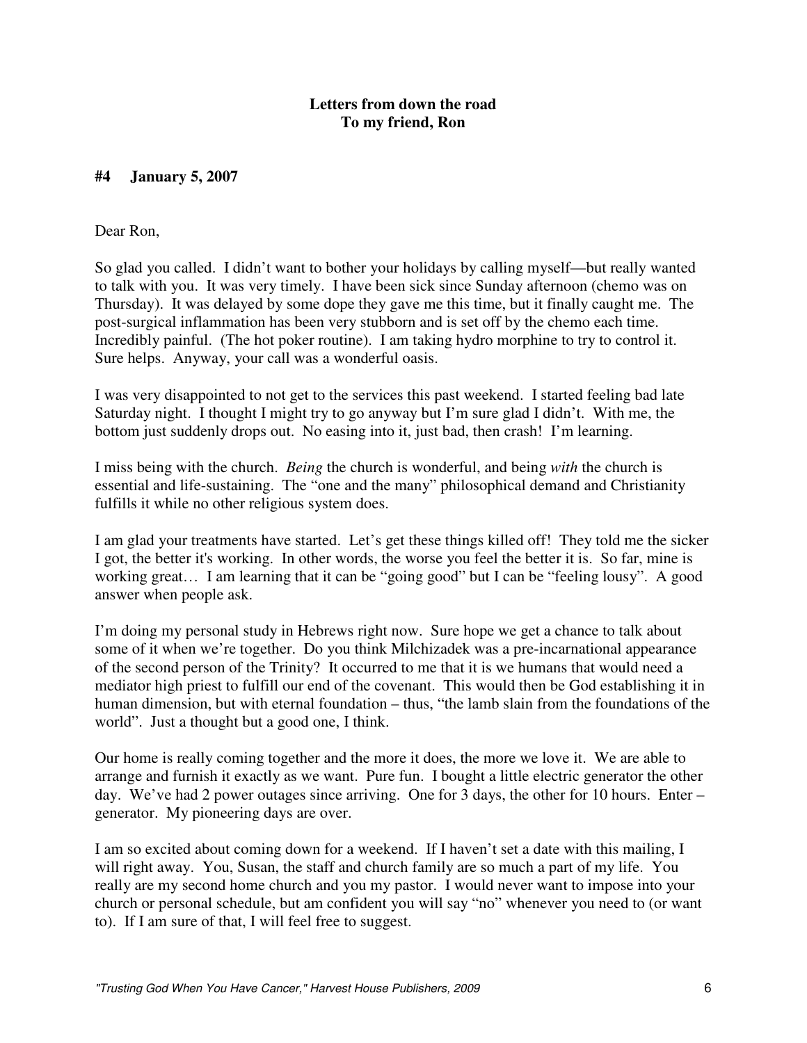**Letters from down the road**
**To my friend, Ron**

**#4 January 5, 2007**

Dear Ron,

So glad you called. I didn't want to bother your holidays by calling myself—but really wanted to talk with you. It was very timely. I have been sick since Sunday afternoon (chemo was on Thursday). It was delayed by some dope they gave me this time, but it finally caught me. The post-surgical inflammation has been very stubborn and is set off by the chemo each time. Incredibly painful. (The hot poker routine). I am taking hydro morphine to try to control it. Sure helps. Anyway, your call was a wonderful oasis.

I was very disappointed to not get to the services this past weekend. I started feeling bad late Saturday night. I thought I might try to go anyway but I'm sure glad I didn't. With me, the bottom just suddenly drops out. No easing into it, just bad, then crash! I'm learning.

I miss being with the church. *Being* the church is wonderful, and being *with* the church is essential and life-sustaining. The "one and the many" philosophical demand and Christianity fulfills it while no other religious system does.

I am glad your treatments have started. Let's get these things killed off! They told me the sicker I got, the better it's working. In other words, the worse you feel the better it is. So far, mine is working great… I am learning that it can be "going good" but I can be "feeling lousy". A good answer when people ask.

I'm doing my personal study in Hebrews right now. Sure hope we get a chance to talk about some of it when we're together. Do you think Milchizadek was a pre-incarnational appearance of the second person of the Trinity? It occurred to me that it is we humans that would need a mediator high priest to fulfill our end of the covenant. This would then be God establishing it in human dimension, but with eternal foundation – thus, "the lamb slain from the foundations of the world". Just a thought but a good one, I think.

Our home is really coming together and the more it does, the more we love it. We are able to arrange and furnish it exactly as we want. Pure fun. I bought a little electric generator the other day. We've had 2 power outages since arriving. One for 3 days, the other for 10 hours. Enter – generator. My pioneering days are over.

I am so excited about coming down for a weekend. If I haven't set a date with this mailing, I will right away. You, Susan, the staff and church family are so much a part of my life. You really are my second home church and you my pastor. I would never want to impose into your church or personal schedule, but am confident you will say "no" whenever you need to (or want to). If I am sure of that, I will feel free to suggest.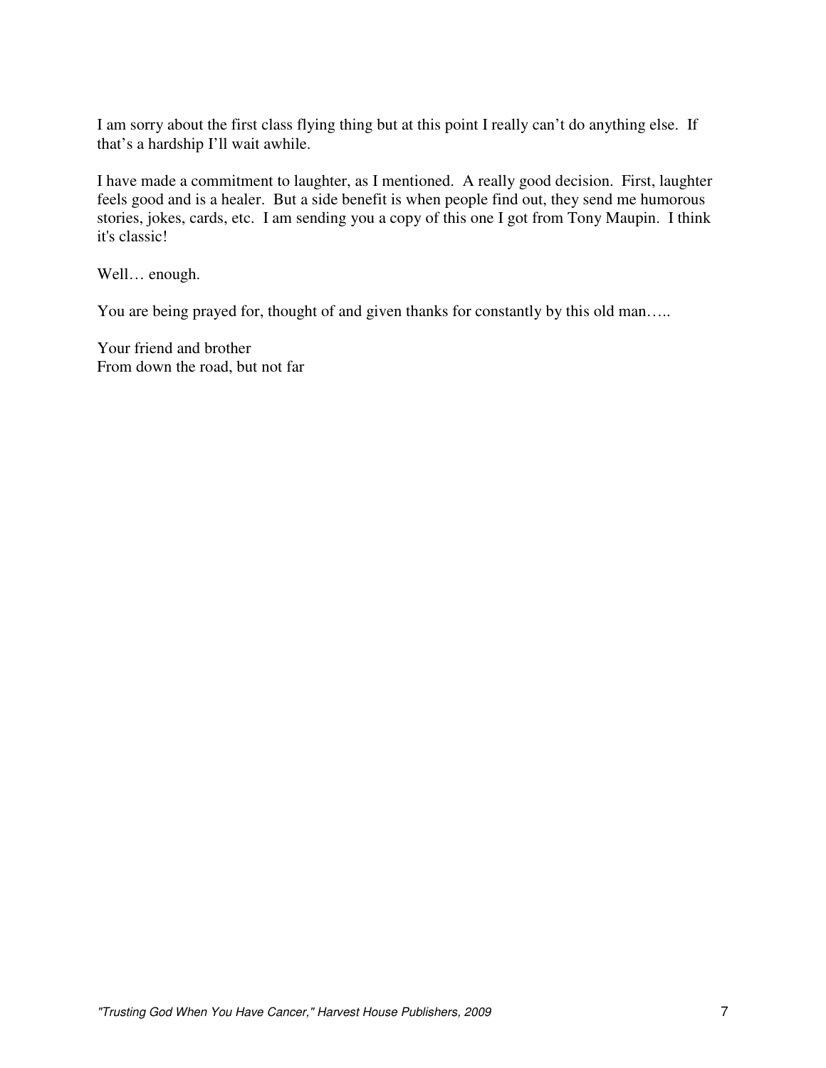I am sorry about the first class flying thing but at this point I really can't do anything else. If that's a hardship I'll wait awhile.

I have made a commitment to laughter, as I mentioned. A really good decision. First, laughter feels good and is a healer. But a side benefit is when people find out, they send me humorous stories, jokes, cards, etc. I am sending you a copy of this one I got from Tony Maupin. I think it's classic!

Well… enough.

You are being prayed for, thought of and given thanks for constantly by this old man…..

Your friend and brother  
From down the road, but not far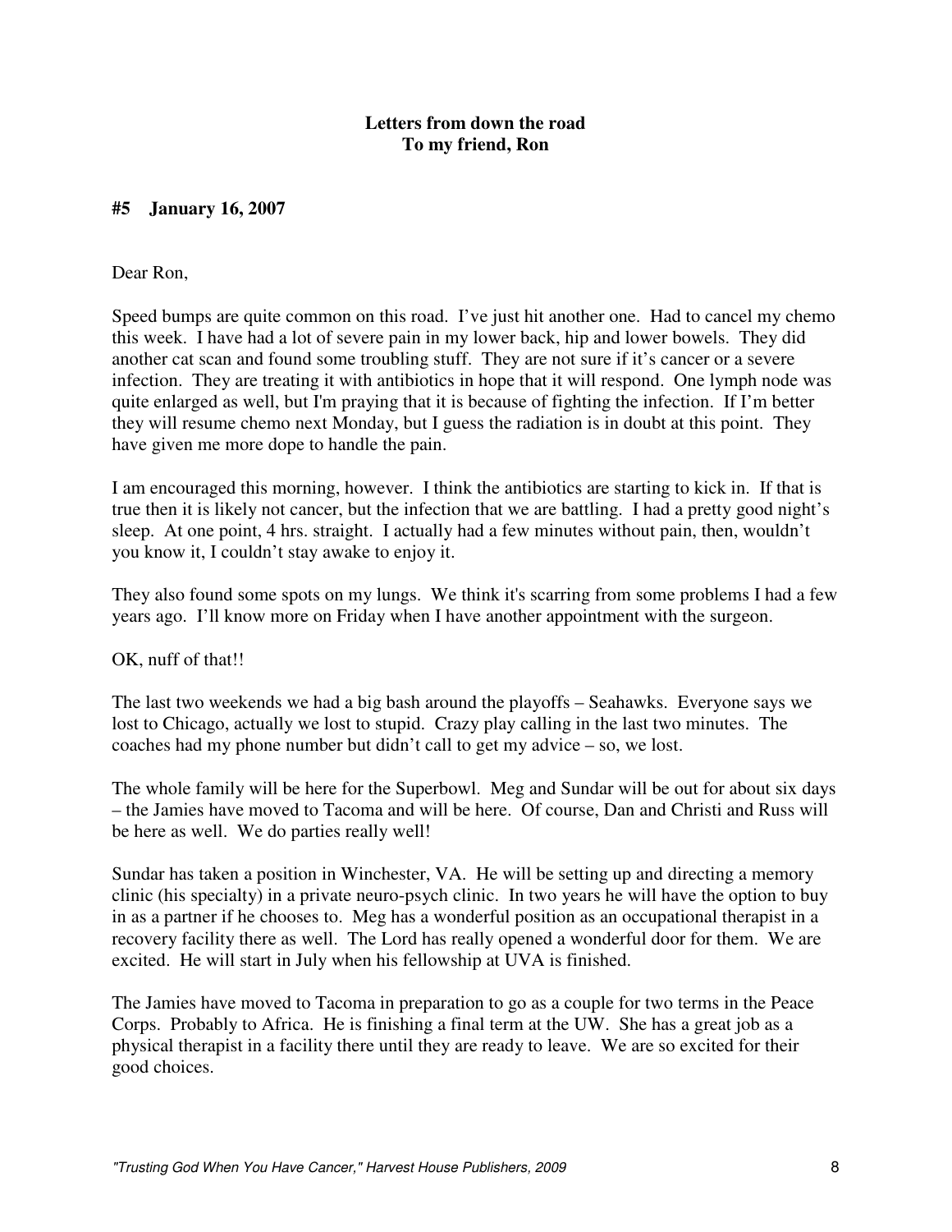**Letters from down the road**
**To my friend, Ron**

**#5 January 16, 2007**

Dear Ron,

Speed bumps are quite common on this road. I've just hit another one. Had to cancel my chemo this week. I have had a lot of severe pain in my lower back, hip and lower bowels. They did another cat scan and found some troubling stuff. They are not sure if it's cancer or a severe infection. They are treating it with antibiotics in hope that it will respond. One lymph node was quite enlarged as well, but I'm praying that it is because of fighting the infection. If I'm better they will resume chemo next Monday, but I guess the radiation is in doubt at this point. They have given me more dope to handle the pain.

I am encouraged this morning, however. I think the antibiotics are starting to kick in. If that is true then it is likely not cancer, but the infection that we are battling. I had a pretty good night's sleep. At one point, 4 hrs. straight. I actually had a few minutes without pain, then, wouldn't you know it, I couldn't stay awake to enjoy it.

They also found some spots on my lungs. We think it's scarring from some problems I had a few years ago. I'll know more on Friday when I have another appointment with the surgeon.

OK, nuff of that!!

The last two weekends we had a big bash around the playoffs – Seahawks. Everyone says we lost to Chicago, actually we lost to stupid. Crazy play calling in the last two minutes. The coaches had my phone number but didn't call to get my advice – so, we lost.

The whole family will be here for the Superbowl. Meg and Sundar will be out for about six days – the Jamies have moved to Tacoma and will be here. Of course, Dan and Christi and Russ will be here as well. We do parties really well!

Sundar has taken a position in Winchester, VA. He will be setting up and directing a memory clinic (his specialty) in a private neuro-psych clinic. In two years he will have the option to buy in as a partner if he chooses to. Meg has a wonderful position as an occupational therapist in a recovery facility there as well. The Lord has really opened a wonderful door for them. We are excited. He will start in July when his fellowship at UVA is finished.

The Jamies have moved to Tacoma in preparation to go as a couple for two terms in the Peace Corps. Probably to Africa. He is finishing a final term at the UW. She has a great job as a physical therapist in a facility there until they are ready to leave. We are so excited for their good choices.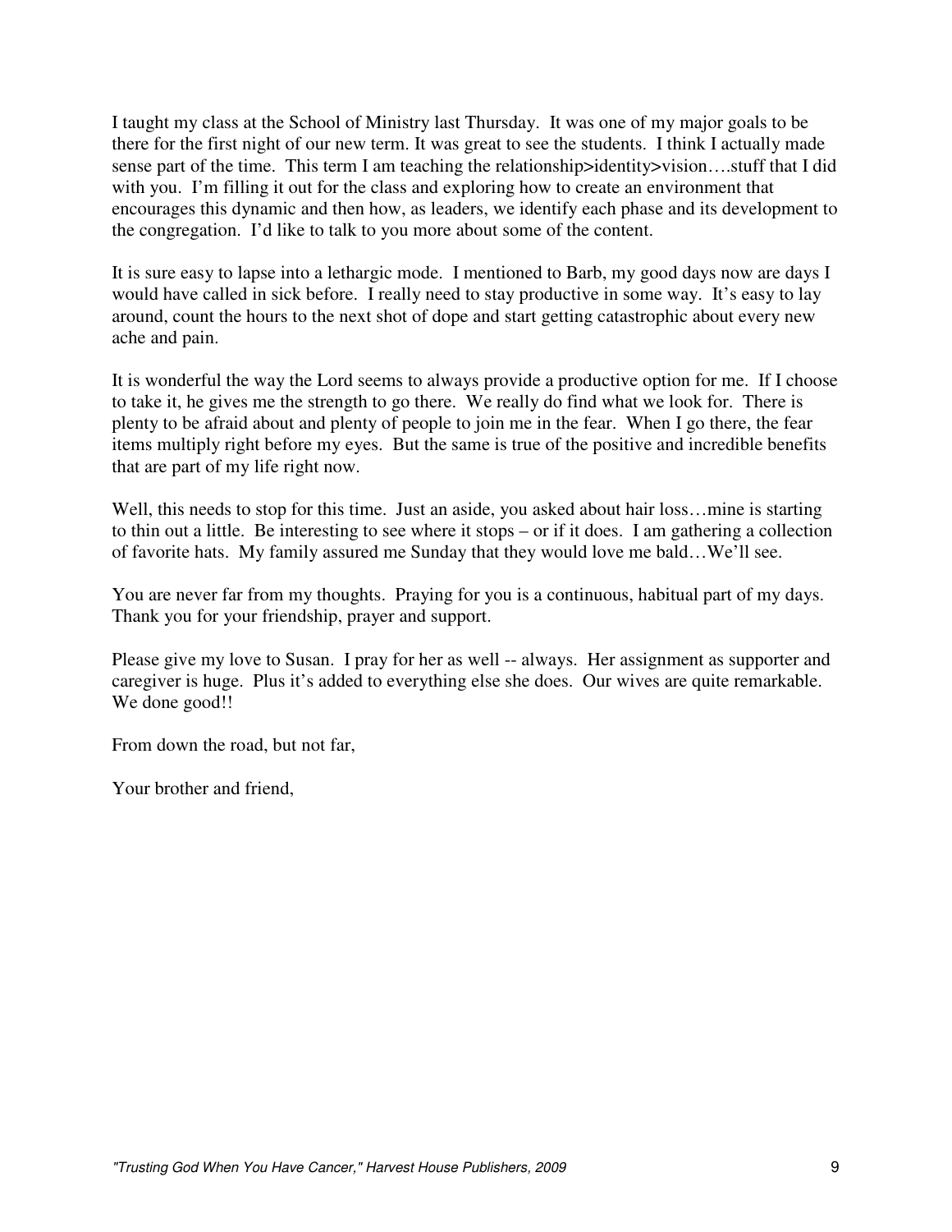I taught my class at the School of Ministry last Thursday. It was one of my major goals to be there for the first night of our new term. It was great to see the students. I think I actually made sense part of the time. This term I am teaching the relationship>identity>vision….stuff that I did with you. I'm filling it out for the class and exploring how to create an environment that encourages this dynamic and then how, as leaders, we identify each phase and its development to the congregation. I'd like to talk to you more about some of the content.

It is sure easy to lapse into a lethargic mode. I mentioned to Barb, my good days now are days I would have called in sick before. I really need to stay productive in some way. It's easy to lay around, count the hours to the next shot of dope and start getting catastrophic about every new ache and pain.

It is wonderful the way the Lord seems to always provide a productive option for me. If I choose to take it, he gives me the strength to go there. We really do find what we look for. There is plenty to be afraid about and plenty of people to join me in the fear. When I go there, the fear items multiply right before my eyes. But the same is true of the positive and incredible benefits that are part of my life right now.

Well, this needs to stop for this time. Just an aside, you asked about hair loss…mine is starting to thin out a little. Be interesting to see where it stops – or if it does. I am gathering a collection of favorite hats. My family assured me Sunday that they would love me bald…We'll see.

You are never far from my thoughts. Praying for you is a continuous, habitual part of my days. Thank you for your friendship, prayer and support.

Please give my love to Susan. I pray for her as well -- always. Her assignment as supporter and caregiver is huge. Plus it's added to everything else she does. Our wives are quite remarkable. We done good!!

From down the road, but not far,

Your brother and friend,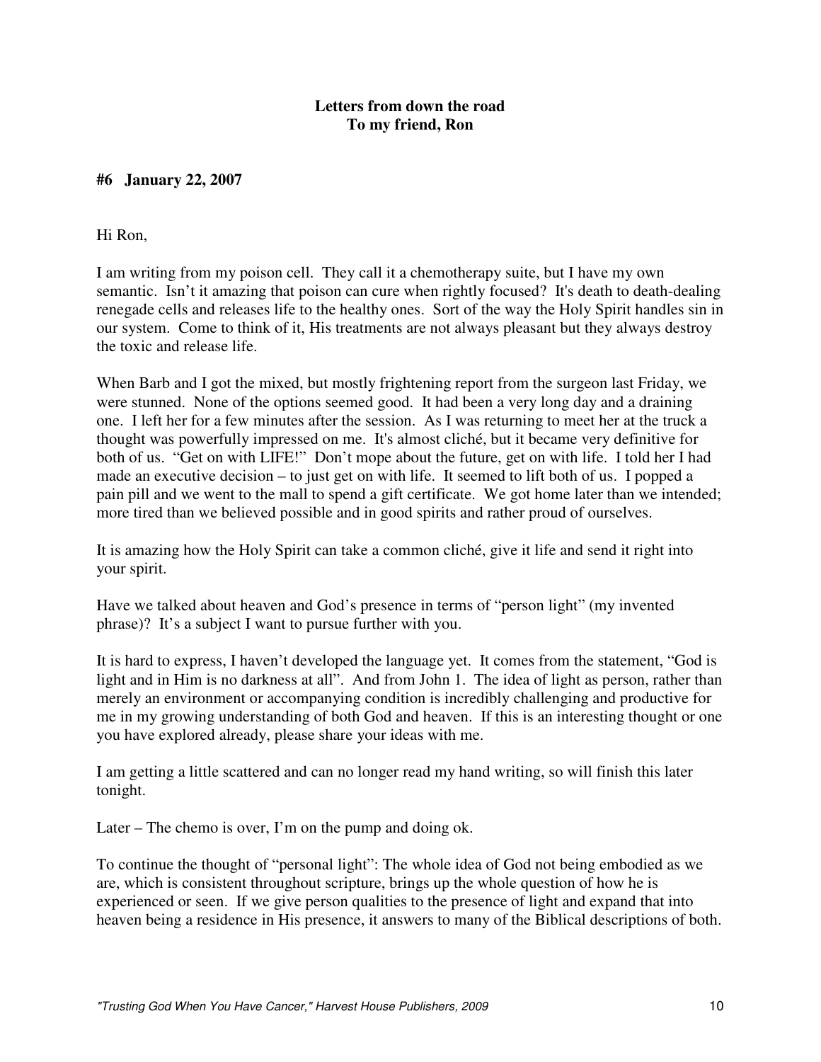**Letters from down the road**
**To my friend, Ron**

**#6 January 22, 2007**

Hi Ron,

I am writing from my poison cell. They call it a chemotherapy suite, but I have my own semantic. Isn't it amazing that poison can cure when rightly focused? It's death to death-dealing renegade cells and releases life to the healthy ones. Sort of the way the Holy Spirit handles sin in our system. Come to think of it, His treatments are not always pleasant but they always destroy the toxic and release life.

When Barb and I got the mixed, but mostly frightening report from the surgeon last Friday, we were stunned. None of the options seemed good. It had been a very long day and a draining one. I left her for a few minutes after the session. As I was returning to meet her at the truck a thought was powerfully impressed on me. It's almost cliché, but it became very definitive for both of us. "Get on with LIFE!" Don't mope about the future, get on with life. I told her I had made an executive decision – to just get on with life. It seemed to lift both of us. I popped a pain pill and we went to the mall to spend a gift certificate. We got home later than we intended; more tired than we believed possible and in good spirits and rather proud of ourselves.

It is amazing how the Holy Spirit can take a common cliché, give it life and send it right into your spirit.

Have we talked about heaven and God's presence in terms of "person light" (my invented phrase)? It's a subject I want to pursue further with you.

It is hard to express, I haven't developed the language yet. It comes from the statement, "God is light and in Him is no darkness at all". And from John 1. The idea of light as person, rather than merely an environment or accompanying condition is incredibly challenging and productive for me in my growing understanding of both God and heaven. If this is an interesting thought or one you have explored already, please share your ideas with me.

I am getting a little scattered and can no longer read my hand writing, so will finish this later tonight.

Later – The chemo is over, I'm on the pump and doing ok.

To continue the thought of "personal light": The whole idea of God not being embodied as we are, which is consistent throughout scripture, brings up the whole question of how he is experienced or seen. If we give person qualities to the presence of light and expand that into heaven being a residence in His presence, it answers to many of the Biblical descriptions of both.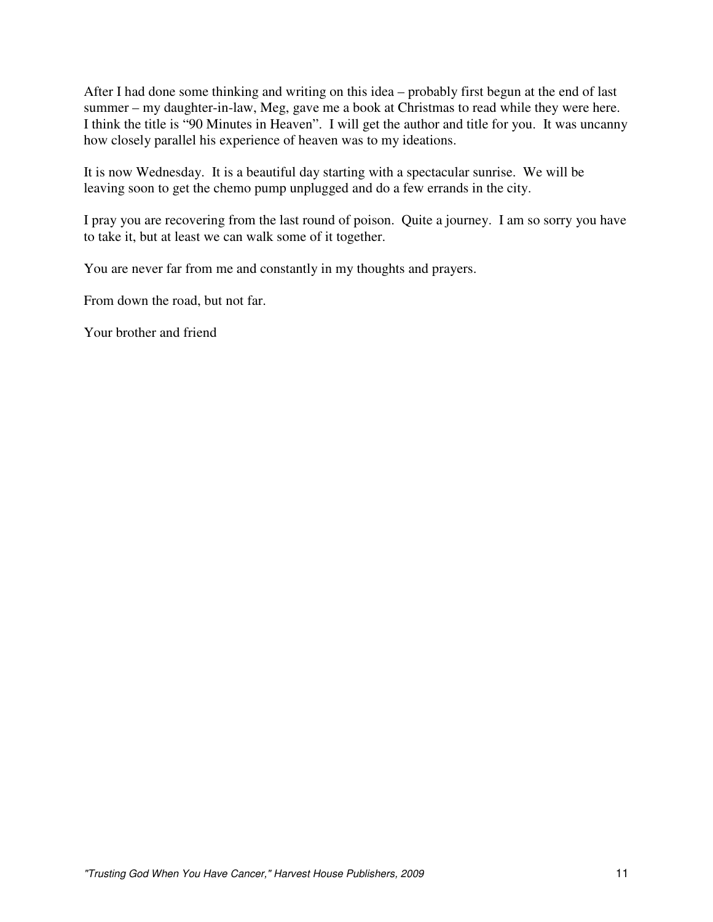After I had done some thinking and writing on this idea – probably first begun at the end of last summer – my daughter-in-law, Meg, gave me a book at Christmas to read while they were here. I think the title is "90 Minutes in Heaven". I will get the author and title for you. It was uncanny how closely parallel his experience of heaven was to my ideations.

It is now Wednesday. It is a beautiful day starting with a spectacular sunrise. We will be leaving soon to get the chemo pump unplugged and do a few errands in the city.

I pray you are recovering from the last round of poison. Quite a journey. I am so sorry you have to take it, but at least we can walk some of it together.

You are never far from me and constantly in my thoughts and prayers.

From down the road, but not far.

Your brother and friend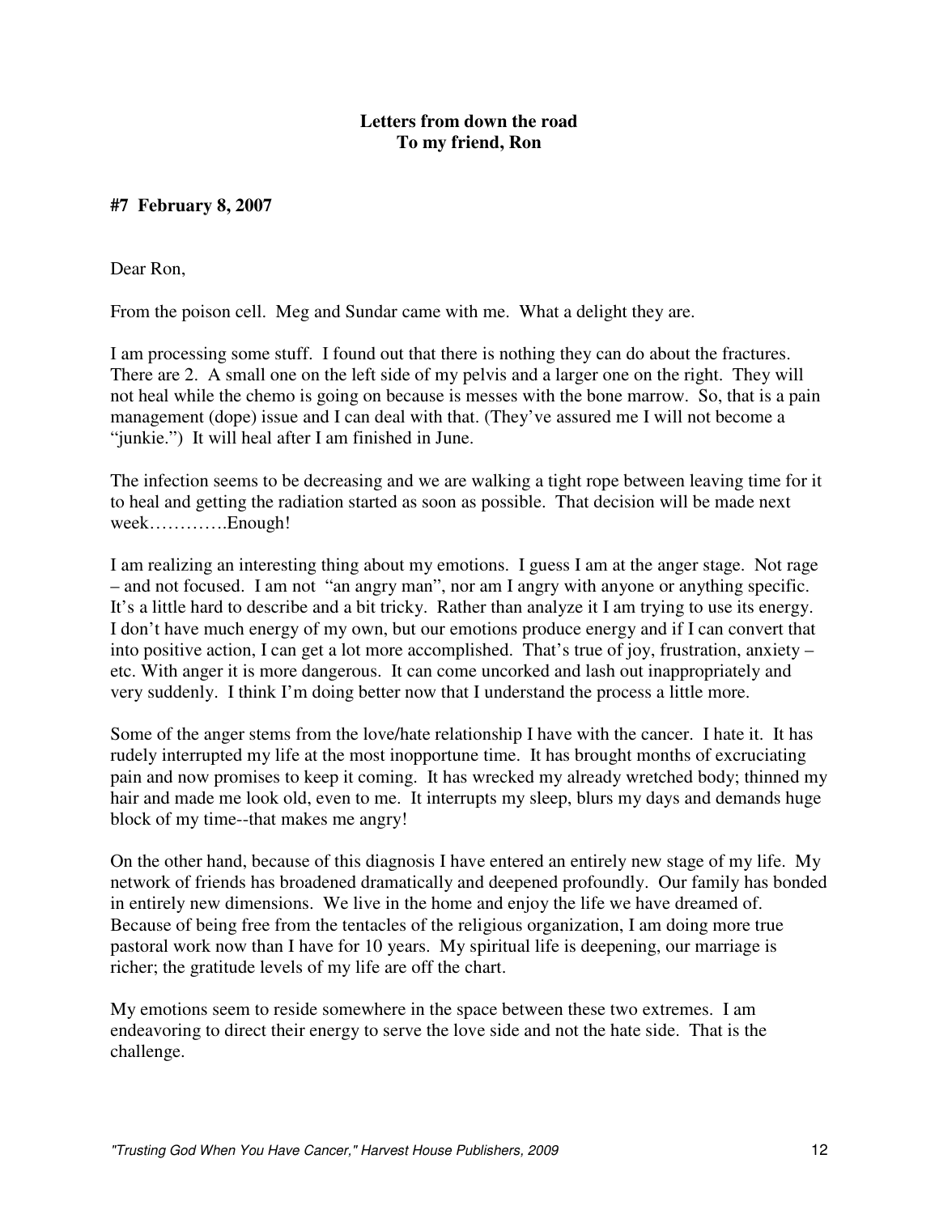**Letters from down the road**
**To my friend, Ron**

**#7 February 8, 2007**

Dear Ron,

From the poison cell. Meg and Sundar came with me. What a delight they are.

I am processing some stuff. I found out that there is nothing they can do about the fractures. There are 2. A small one on the left side of my pelvis and a larger one on the right. They will not heal while the chemo is going on because is messes with the bone marrow. So, that is a pain management (dope) issue and I can deal with that. (They've assured me I will not become a "junkie.") It will heal after I am finished in June.

The infection seems to be decreasing and we are walking a tight rope between leaving time for it to heal and getting the radiation started as soon as possible. That decision will be made next week………….Enough!

I am realizing an interesting thing about my emotions. I guess I am at the anger stage. Not rage – and not focused. I am not "an angry man", nor am I angry with anyone or anything specific. It's a little hard to describe and a bit tricky. Rather than analyze it I am trying to use its energy. I don't have much energy of my own, but our emotions produce energy and if I can convert that into positive action, I can get a lot more accomplished. That's true of joy, frustration, anxiety – etc. With anger it is more dangerous. It can come uncorked and lash out inappropriately and very suddenly. I think I'm doing better now that I understand the process a little more.

Some of the anger stems from the love/hate relationship I have with the cancer. I hate it. It has rudely interrupted my life at the most inopportune time. It has brought months of excruciating pain and now promises to keep it coming. It has wrecked my already wretched body; thinned my hair and made me look old, even to me. It interrupts my sleep, blurs my days and demands huge block of my time--that makes me angry!

On the other hand, because of this diagnosis I have entered an entirely new stage of my life. My network of friends has broadened dramatically and deepened profoundly. Our family has bonded in entirely new dimensions. We live in the home and enjoy the life we have dreamed of. Because of being free from the tentacles of the religious organization, I am doing more true pastoral work now than I have for 10 years. My spiritual life is deepening, our marriage is richer; the gratitude levels of my life are off the chart.

My emotions seem to reside somewhere in the space between these two extremes. I am endeavoring to direct their energy to serve the love side and not the hate side. That is the challenge.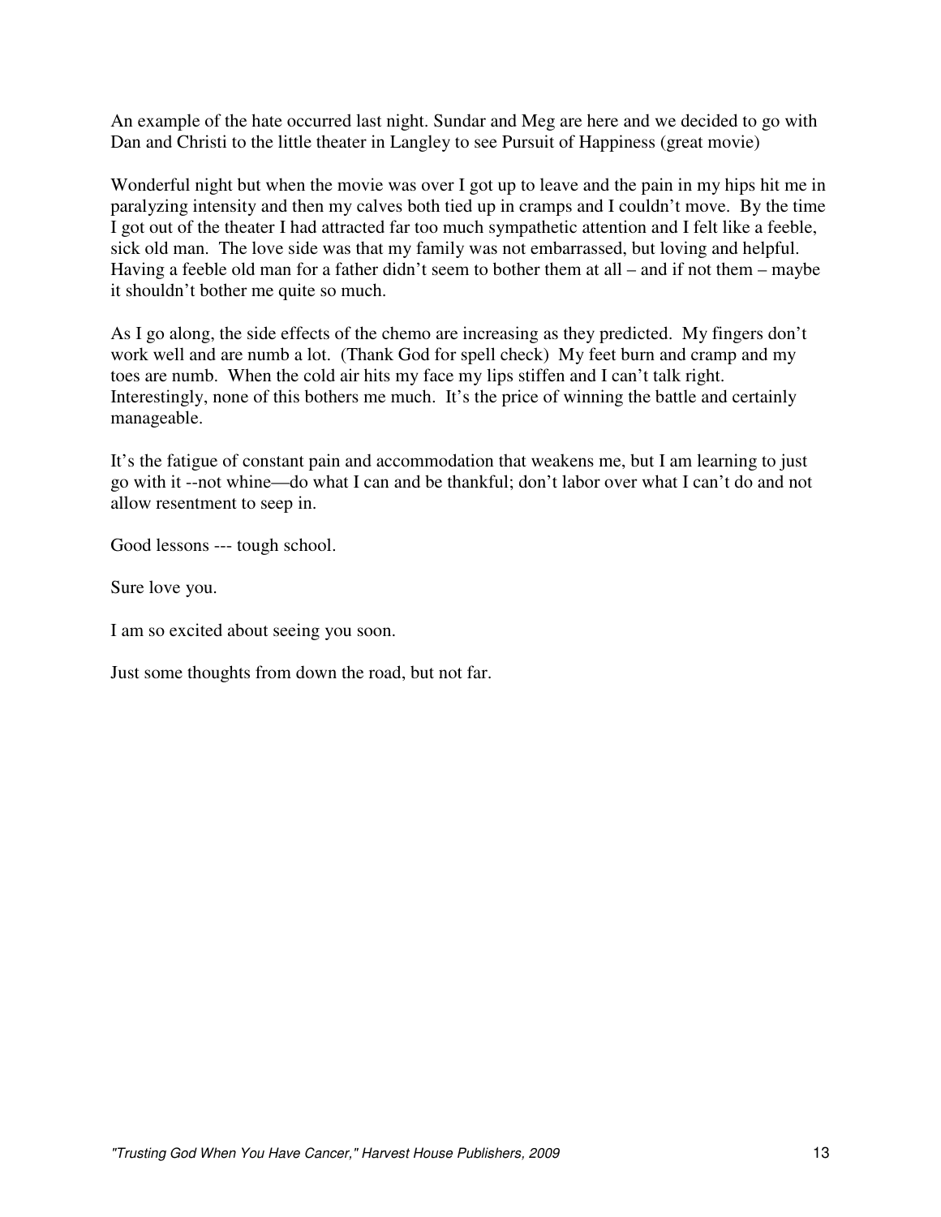An example of the hate occurred last night. Sundar and Meg are here and we decided to go with Dan and Christi to the little theater in Langley to see Pursuit of Happiness (great movie)

Wonderful night but when the movie was over I got up to leave and the pain in my hips hit me in paralyzing intensity and then my calves both tied up in cramps and I couldn't move. By the time I got out of the theater I had attracted far too much sympathetic attention and I felt like a feeble, sick old man. The love side was that my family was not embarrassed, but loving and helpful. Having a feeble old man for a father didn't seem to bother them at all – and if not them – maybe it shouldn't bother me quite so much.

As I go along, the side effects of the chemo are increasing as they predicted. My fingers don't work well and are numb a lot. (Thank God for spell check) My feet burn and cramp and my toes are numb. When the cold air hits my face my lips stiffen and I can't talk right. Interestingly, none of this bothers me much. It's the price of winning the battle and certainly manageable.

It's the fatigue of constant pain and accommodation that weakens me, but I am learning to just go with it --not whine—do what I can and be thankful; don't labor over what I can't do and not allow resentment to seep in.

Good lessons --- tough school.

Sure love you.

I am so excited about seeing you soon.

Just some thoughts from down the road, but not far.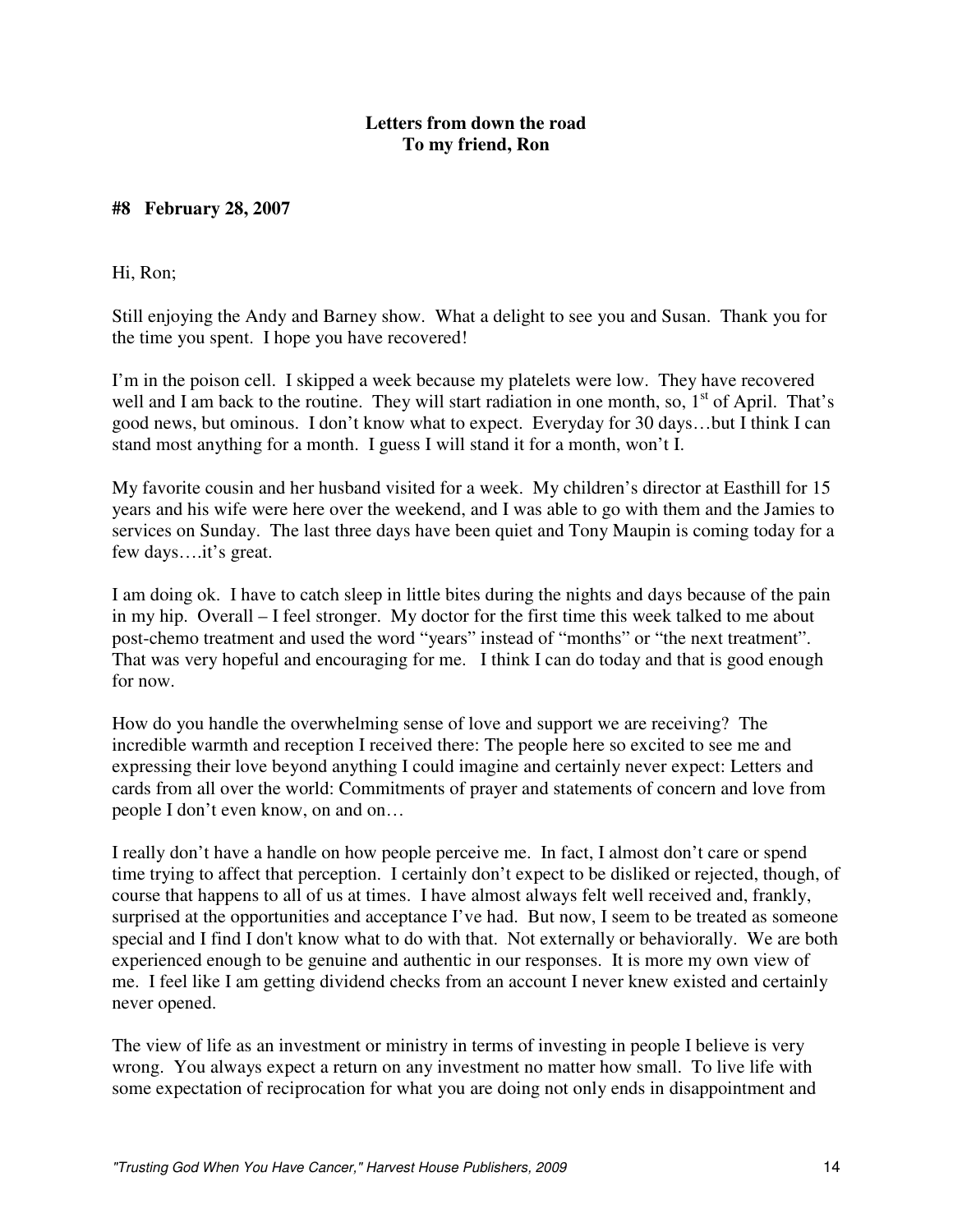**Letters from down the road**
**To my friend, Ron**

**#8 February 28, 2007**

Hi, Ron;

Still enjoying the Andy and Barney show. What a delight to see you and Susan. Thank you for the time you spent. I hope you have recovered!

I'm in the poison cell. I skipped a week because my platelets were low. They have recovered well and I am back to the routine. They will start radiation in one month, so, 1st of April. That's good news, but ominous. I don't know what to expect. Everyday for 30 days…but I think I can stand most anything for a month. I guess I will stand it for a month, won't I.

My favorite cousin and her husband visited for a week. My children's director at Easthill for 15 years and his wife were here over the weekend, and I was able to go with them and the Jamies to services on Sunday. The last three days have been quiet and Tony Maupin is coming today for a few days….it's great.

I am doing ok. I have to catch sleep in little bites during the nights and days because of the pain in my hip. Overall – I feel stronger. My doctor for the first time this week talked to me about post-chemo treatment and used the word "years" instead of "months" or "the next treatment". That was very hopeful and encouraging for me. I think I can do today and that is good enough for now.

How do you handle the overwhelming sense of love and support we are receiving? The incredible warmth and reception I received there: The people here so excited to see me and expressing their love beyond anything I could imagine and certainly never expect: Letters and cards from all over the world: Commitments of prayer and statements of concern and love from people I don't even know, on and on…

I really don't have a handle on how people perceive me. In fact, I almost don't care or spend time trying to affect that perception. I certainly don't expect to be disliked or rejected, though, of course that happens to all of us at times. I have almost always felt well received and, frankly, surprised at the opportunities and acceptance I've had. But now, I seem to be treated as someone special and I find I don't know what to do with that. Not externally or behaviorally. We are both experienced enough to be genuine and authentic in our responses. It is more my own view of me. I feel like I am getting dividend checks from an account I never knew existed and certainly never opened.

The view of life as an investment or ministry in terms of investing in people I believe is very wrong. You always expect a return on any investment no matter how small. To live life with some expectation of reciprocation for what you are doing not only ends in disappointment and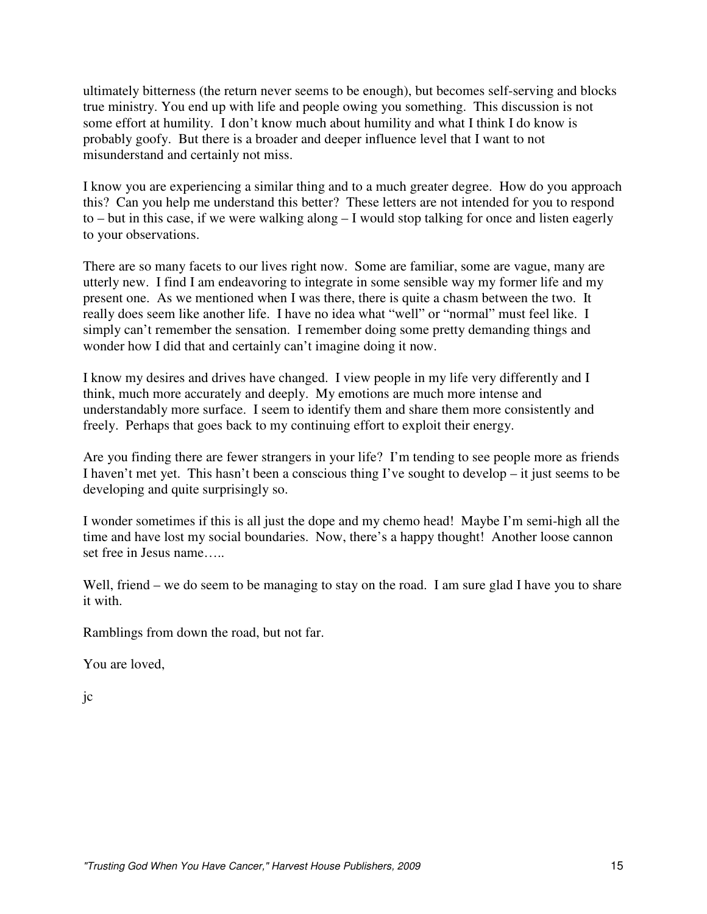ultimately bitterness (the return never seems to be enough), but becomes self-serving and blocks true ministry. You end up with life and people owing you something. This discussion is not some effort at humility. I don't know much about humility and what I think I do know is probably goofy. But there is a broader and deeper influence level that I want to not misunderstand and certainly not miss.

I know you are experiencing a similar thing and to a much greater degree. How do you approach this? Can you help me understand this better? These letters are not intended for you to respond to – but in this case, if we were walking along – I would stop talking for once and listen eagerly to your observations.

There are so many facets to our lives right now. Some are familiar, some are vague, many are utterly new. I find I am endeavoring to integrate in some sensible way my former life and my present one. As we mentioned when I was there, there is quite a chasm between the two. It really does seem like another life. I have no idea what "well" or "normal" must feel like. I simply can't remember the sensation. I remember doing some pretty demanding things and wonder how I did that and certainly can't imagine doing it now.

I know my desires and drives have changed. I view people in my life very differently and I think, much more accurately and deeply. My emotions are much more intense and understandably more surface. I seem to identify them and share them more consistently and freely. Perhaps that goes back to my continuing effort to exploit their energy.

Are you finding there are fewer strangers in your life? I'm tending to see people more as friends I haven't met yet. This hasn't been a conscious thing I've sought to develop – it just seems to be developing and quite surprisingly so.

I wonder sometimes if this is all just the dope and my chemo head! Maybe I'm semi-high all the time and have lost my social boundaries. Now, there's a happy thought! Another loose cannon set free in Jesus name…..

Well, friend – we do seem to be managing to stay on the road. I am sure glad I have you to share it with.

Ramblings from down the road, but not far.

You are loved,

jc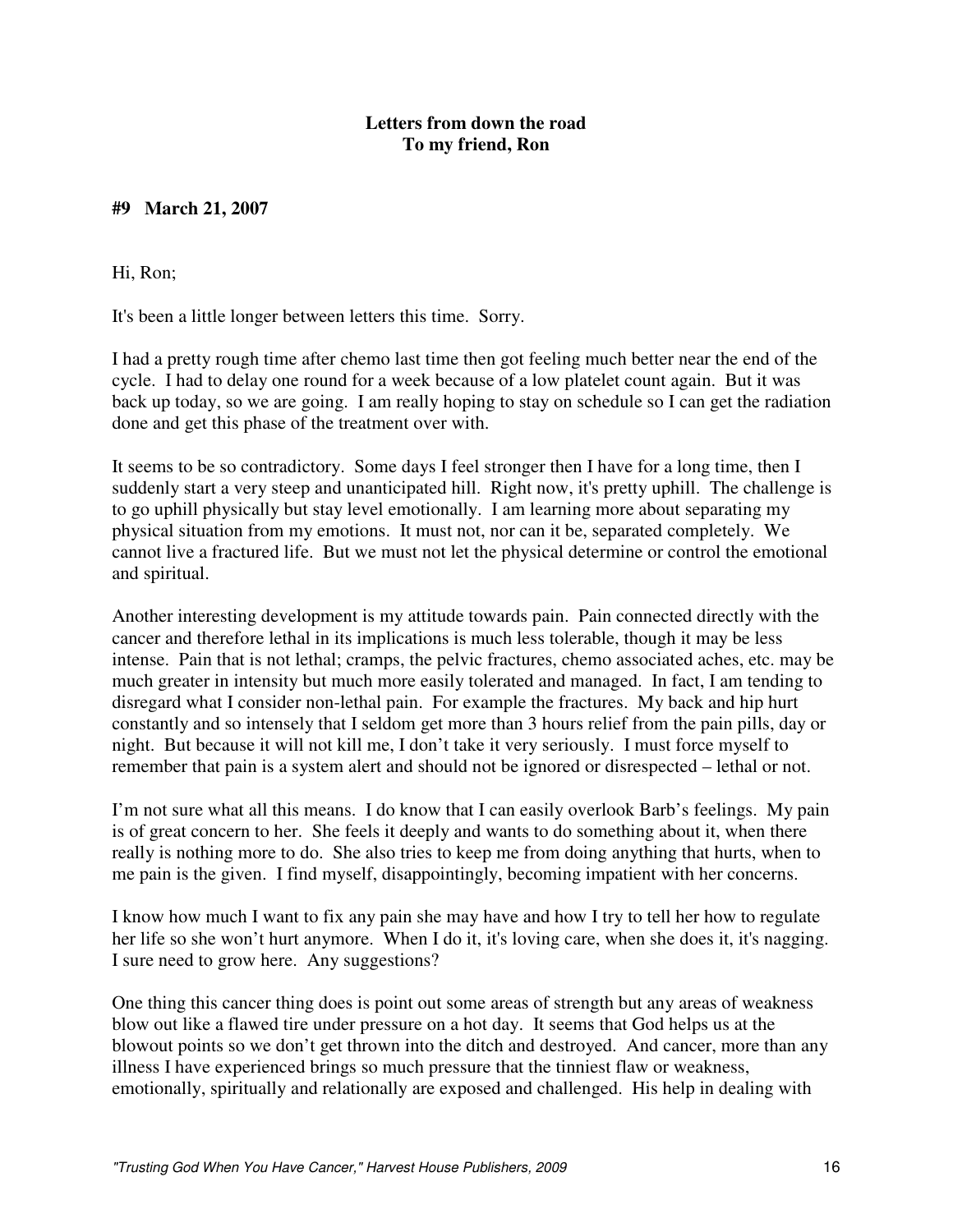**Letters from down the road**
**To my friend, Ron**

**#9 March 21, 2007**

Hi, Ron;

It's been a little longer between letters this time. Sorry.

I had a pretty rough time after chemo last time then got feeling much better near the end of the cycle. I had to delay one round for a week because of a low platelet count again. But it was back up today, so we are going. I am really hoping to stay on schedule so I can get the radiation done and get this phase of the treatment over with.

It seems to be so contradictory. Some days I feel stronger then I have for a long time, then I suddenly start a very steep and unanticipated hill. Right now, it's pretty uphill. The challenge is to go uphill physically but stay level emotionally. I am learning more about separating my physical situation from my emotions. It must not, nor can it be, separated completely. We cannot live a fractured life. But we must not let the physical determine or control the emotional and spiritual.

Another interesting development is my attitude towards pain. Pain connected directly with the cancer and therefore lethal in its implications is much less tolerable, though it may be less intense. Pain that is not lethal; cramps, the pelvic fractures, chemo associated aches, etc. may be much greater in intensity but much more easily tolerated and managed. In fact, I am tending to disregard what I consider non-lethal pain. For example the fractures. My back and hip hurt constantly and so intensely that I seldom get more than 3 hours relief from the pain pills, day or night. But because it will not kill me, I don't take it very seriously. I must force myself to remember that pain is a system alert and should not be ignored or disrespected – lethal or not.

I'm not sure what all this means. I do know that I can easily overlook Barb's feelings. My pain is of great concern to her. She feels it deeply and wants to do something about it, when there really is nothing more to do. She also tries to keep me from doing anything that hurts, when to me pain is the given. I find myself, disappointingly, becoming impatient with her concerns.

I know how much I want to fix any pain she may have and how I try to tell her how to regulate her life so she won't hurt anymore. When I do it, it's loving care, when she does it, it's nagging. I sure need to grow here. Any suggestions?

One thing this cancer thing does is point out some areas of strength but any areas of weakness blow out like a flawed tire under pressure on a hot day. It seems that God helps us at the blowout points so we don't get thrown into the ditch and destroyed. And cancer, more than any illness I have experienced brings so much pressure that the tinniest flaw or weakness, emotionally, spiritually and relationally are exposed and challenged. His help in dealing with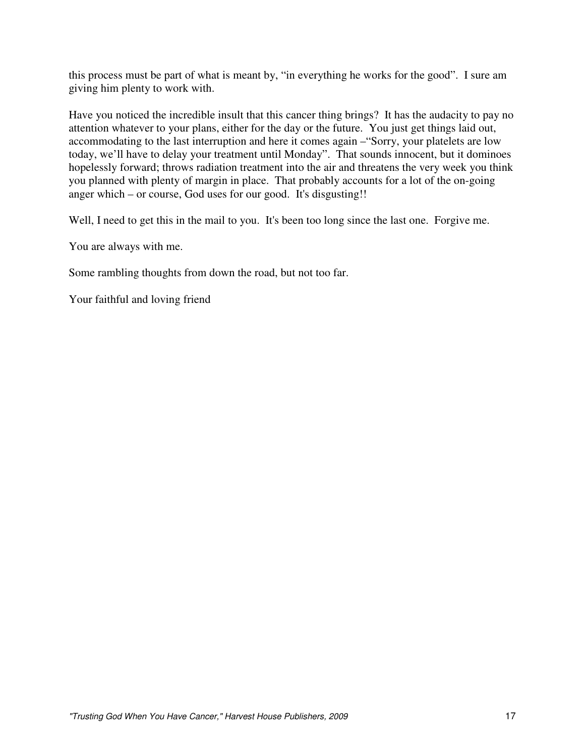this process must be part of what is meant by, "in everything he works for the good". I sure am giving him plenty to work with.

Have you noticed the incredible insult that this cancer thing brings? It has the audacity to pay no attention whatever to your plans, either for the day or the future. You just get things laid out, accommodating to the last interruption and here it comes again –"Sorry, your platelets are low today, we'll have to delay your treatment until Monday". That sounds innocent, but it dominoes hopelessly forward; throws radiation treatment into the air and threatens the very week you think you planned with plenty of margin in place. That probably accounts for a lot of the on-going anger which – or course, God uses for our good. It's disgusting!!

Well, I need to get this in the mail to you. It's been too long since the last one. Forgive me.

You are always with me.

Some rambling thoughts from down the road, but not too far.

Your faithful and loving friend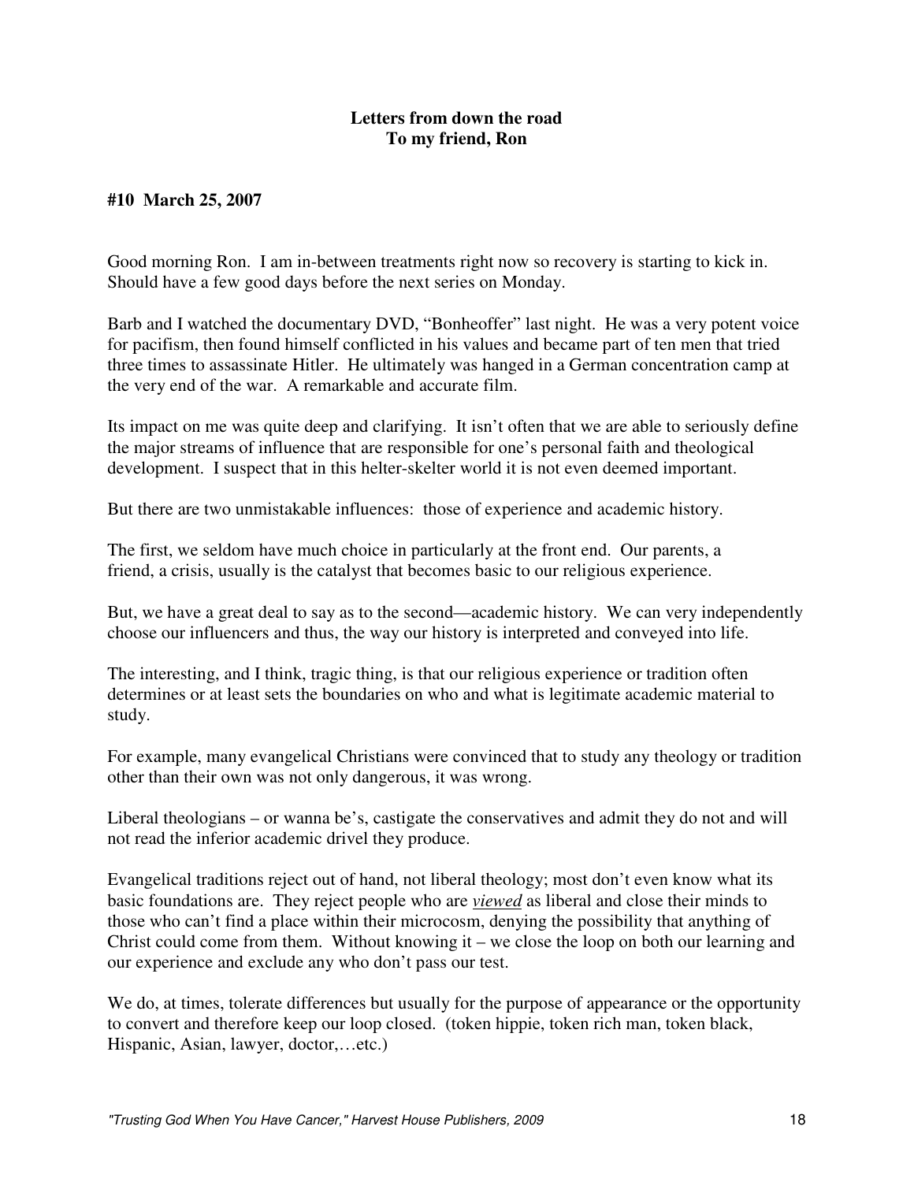**Letters from down the road**
**To my friend, Ron**

**#10 March 25, 2007**

Good morning Ron. I am in-between treatments right now so recovery is starting to kick in. Should have a few good days before the next series on Monday.

Barb and I watched the documentary DVD, "Bonheoffer" last night. He was a very potent voice for pacifism, then found himself conflicted in his values and became part of ten men that tried three times to assassinate Hitler. He ultimately was hanged in a German concentration camp at the very end of the war. A remarkable and accurate film.

Its impact on me was quite deep and clarifying. It isn't often that we are able to seriously define the major streams of influence that are responsible for one's personal faith and theological development. I suspect that in this helter-skelter world it is not even deemed important.

But there are two unmistakable influences: those of experience and academic history.

The first, we seldom have much choice in particularly at the front end. Our parents, a friend, a crisis, usually is the catalyst that becomes basic to our religious experience.

But, we have a great deal to say as to the second—academic history. We can very independently choose our influencers and thus, the way our history is interpreted and conveyed into life.

The interesting, and I think, tragic thing, is that our religious experience or tradition often determines or at least sets the boundaries on who and what is legitimate academic material to study.

For example, many evangelical Christians were convinced that to study any theology or tradition other than their own was not only dangerous, it was wrong.

Liberal theologians – or wanna be's, castigate the conservatives and admit they do not and will not read the inferior academic drivel they produce.

Evangelical traditions reject out of hand, not liberal theology; most don't even know what its basic foundations are. They reject people who are <u>*viewed*</u> as liberal and close their minds to those who can't find a place within their microcosm, denying the possibility that anything of Christ could come from them. Without knowing it – we close the loop on both our learning and our experience and exclude any who don't pass our test.

We do, at times, tolerate differences but usually for the purpose of appearance or the opportunity to convert and therefore keep our loop closed. (token hippie, token rich man, token black, Hispanic, Asian, lawyer, doctor,…etc.)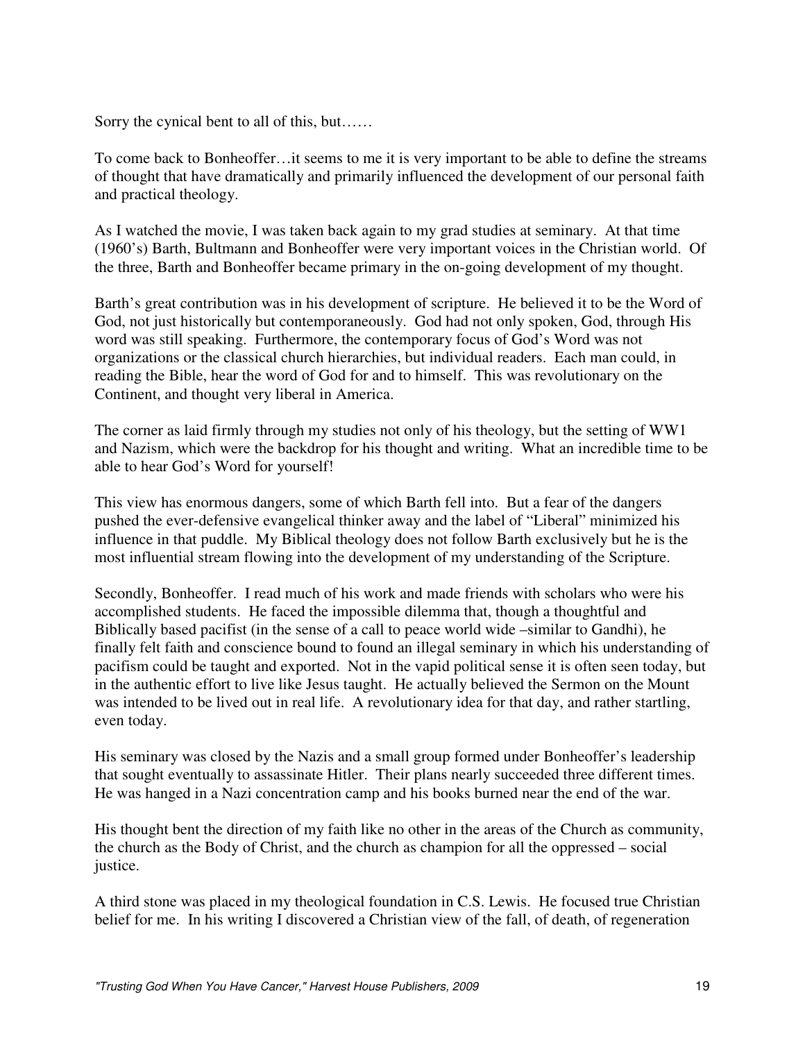Sorry the cynical bent to all of this, but……

To come back to Bonheoffer…it seems to me it is very important to be able to define the streams of thought that have dramatically and primarily influenced the development of our personal faith and practical theology.

As I watched the movie, I was taken back again to my grad studies at seminary. At that time (1960's) Barth, Bultmann and Bonheoffer were very important voices in the Christian world. Of the three, Barth and Bonheoffer became primary in the on-going development of my thought.

Barth's great contribution was in his development of scripture. He believed it to be the Word of God, not just historically but contemporaneously. God had not only spoken, God, through His word was still speaking. Furthermore, the contemporary focus of God's Word was not organizations or the classical church hierarchies, but individual readers. Each man could, in reading the Bible, hear the word of God for and to himself. This was revolutionary on the Continent, and thought very liberal in America.

The corner as laid firmly through my studies not only of his theology, but the setting of WW1 and Nazism, which were the backdrop for his thought and writing. What an incredible time to be able to hear God's Word for yourself!

This view has enormous dangers, some of which Barth fell into. But a fear of the dangers pushed the ever-defensive evangelical thinker away and the label of "Liberal" minimized his influence in that puddle. My Biblical theology does not follow Barth exclusively but he is the most influential stream flowing into the development of my understanding of the Scripture.

Secondly, Bonheoffer. I read much of his work and made friends with scholars who were his accomplished students. He faced the impossible dilemma that, though a thoughtful and Biblically based pacifist (in the sense of a call to peace world wide –similar to Gandhi), he finally felt faith and conscience bound to found an illegal seminary in which his understanding of pacifism could be taught and exported. Not in the vapid political sense it is often seen today, but in the authentic effort to live like Jesus taught. He actually believed the Sermon on the Mount was intended to be lived out in real life. A revolutionary idea for that day, and rather startling, even today.

His seminary was closed by the Nazis and a small group formed under Bonheoffer's leadership that sought eventually to assassinate Hitler. Their plans nearly succeeded three different times. He was hanged in a Nazi concentration camp and his books burned near the end of the war.

His thought bent the direction of my faith like no other in the areas of the Church as community, the church as the Body of Christ, and the church as champion for all the oppressed – social justice.

A third stone was placed in my theological foundation in C.S. Lewis. He focused true Christian belief for me. In his writing I discovered a Christian view of the fall, of death, of regeneration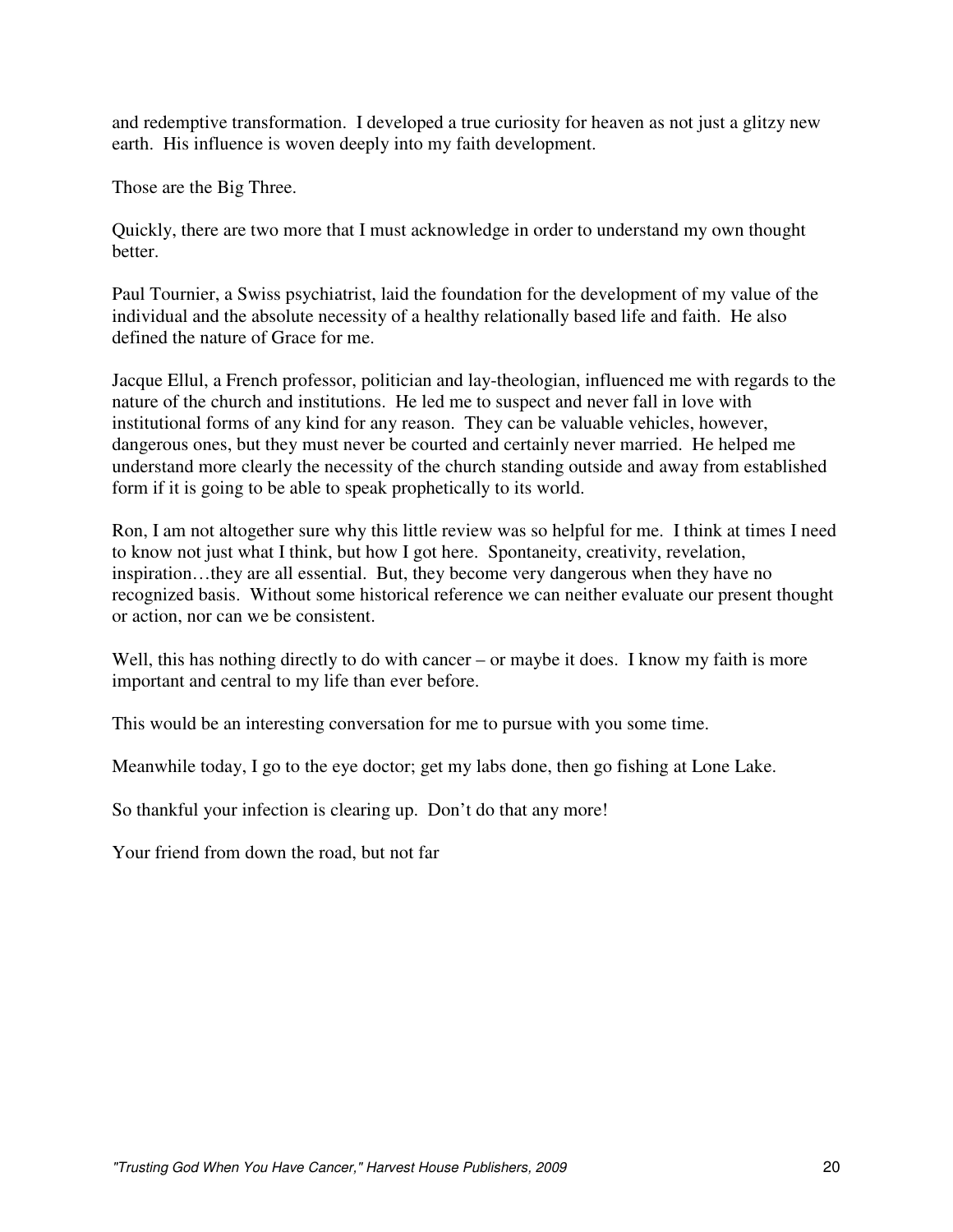and redemptive transformation. I developed a true curiosity for heaven as not just a glitzy new earth. His influence is woven deeply into my faith development.

Those are the Big Three.

Quickly, there are two more that I must acknowledge in order to understand my own thought better.

Paul Tournier, a Swiss psychiatrist, laid the foundation for the development of my value of the individual and the absolute necessity of a healthy relationally based life and faith. He also defined the nature of Grace for me.

Jacque Ellul, a French professor, politician and lay-theologian, influenced me with regards to the nature of the church and institutions. He led me to suspect and never fall in love with institutional forms of any kind for any reason. They can be valuable vehicles, however, dangerous ones, but they must never be courted and certainly never married. He helped me understand more clearly the necessity of the church standing outside and away from established form if it is going to be able to speak prophetically to its world.

Ron, I am not altogether sure why this little review was so helpful for me. I think at times I need to know not just what I think, but how I got here. Spontaneity, creativity, revelation, inspiration…they are all essential. But, they become very dangerous when they have no recognized basis. Without some historical reference we can neither evaluate our present thought or action, nor can we be consistent.

Well, this has nothing directly to do with cancer – or maybe it does. I know my faith is more important and central to my life than ever before.

This would be an interesting conversation for me to pursue with you some time.

Meanwhile today, I go to the eye doctor; get my labs done, then go fishing at Lone Lake.

So thankful your infection is clearing up. Don't do that any more!

Your friend from down the road, but not far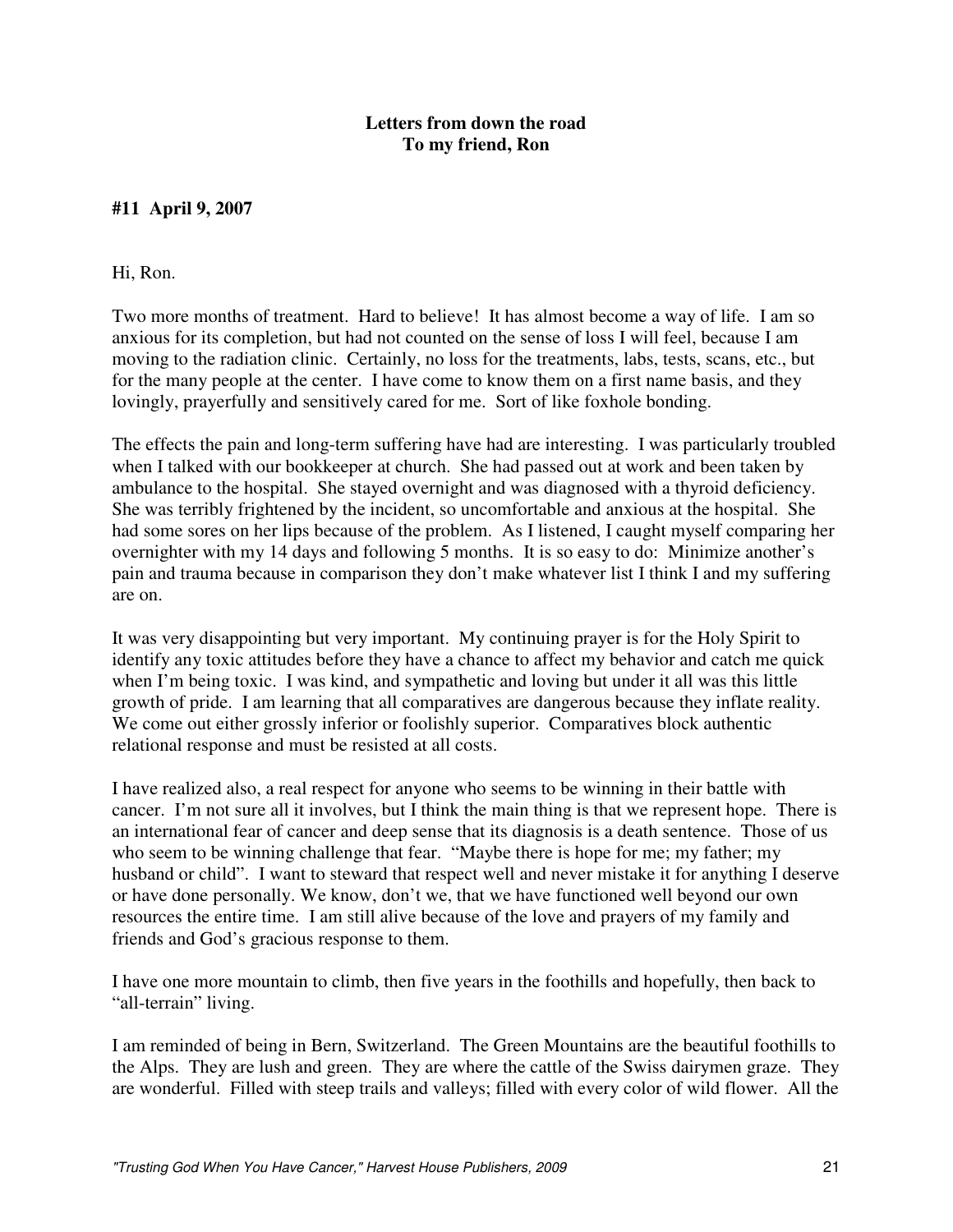**Letters from down the road**
**To my friend, Ron**

**#11 April 9, 2007**

Hi, Ron.

Two more months of treatment. Hard to believe! It has almost become a way of life. I am so anxious for its completion, but had not counted on the sense of loss I will feel, because I am moving to the radiation clinic. Certainly, no loss for the treatments, labs, tests, scans, etc., but for the many people at the center. I have come to know them on a first name basis, and they lovingly, prayerfully and sensitively cared for me. Sort of like foxhole bonding.

The effects the pain and long-term suffering have had are interesting. I was particularly troubled when I talked with our bookkeeper at church. She had passed out at work and been taken by ambulance to the hospital. She stayed overnight and was diagnosed with a thyroid deficiency. She was terribly frightened by the incident, so uncomfortable and anxious at the hospital. She had some sores on her lips because of the problem. As I listened, I caught myself comparing her overnighter with my 14 days and following 5 months. It is so easy to do: Minimize another's pain and trauma because in comparison they don't make whatever list I think I and my suffering are on.

It was very disappointing but very important. My continuing prayer is for the Holy Spirit to identify any toxic attitudes before they have a chance to affect my behavior and catch me quick when I'm being toxic. I was kind, and sympathetic and loving but under it all was this little growth of pride. I am learning that all comparatives are dangerous because they inflate reality. We come out either grossly inferior or foolishly superior. Comparatives block authentic relational response and must be resisted at all costs.

I have realized also, a real respect for anyone who seems to be winning in their battle with cancer. I'm not sure all it involves, but I think the main thing is that we represent hope. There is an international fear of cancer and deep sense that its diagnosis is a death sentence. Those of us who seem to be winning challenge that fear. "Maybe there is hope for me; my father; my husband or child". I want to steward that respect well and never mistake it for anything I deserve or have done personally. We know, don't we, that we have functioned well beyond our own resources the entire time. I am still alive because of the love and prayers of my family and friends and God's gracious response to them.

I have one more mountain to climb, then five years in the foothills and hopefully, then back to "all-terrain" living.

I am reminded of being in Bern, Switzerland. The Green Mountains are the beautiful foothills to the Alps. They are lush and green. They are where the cattle of the Swiss dairymen graze. They are wonderful. Filled with steep trails and valleys; filled with every color of wild flower. All the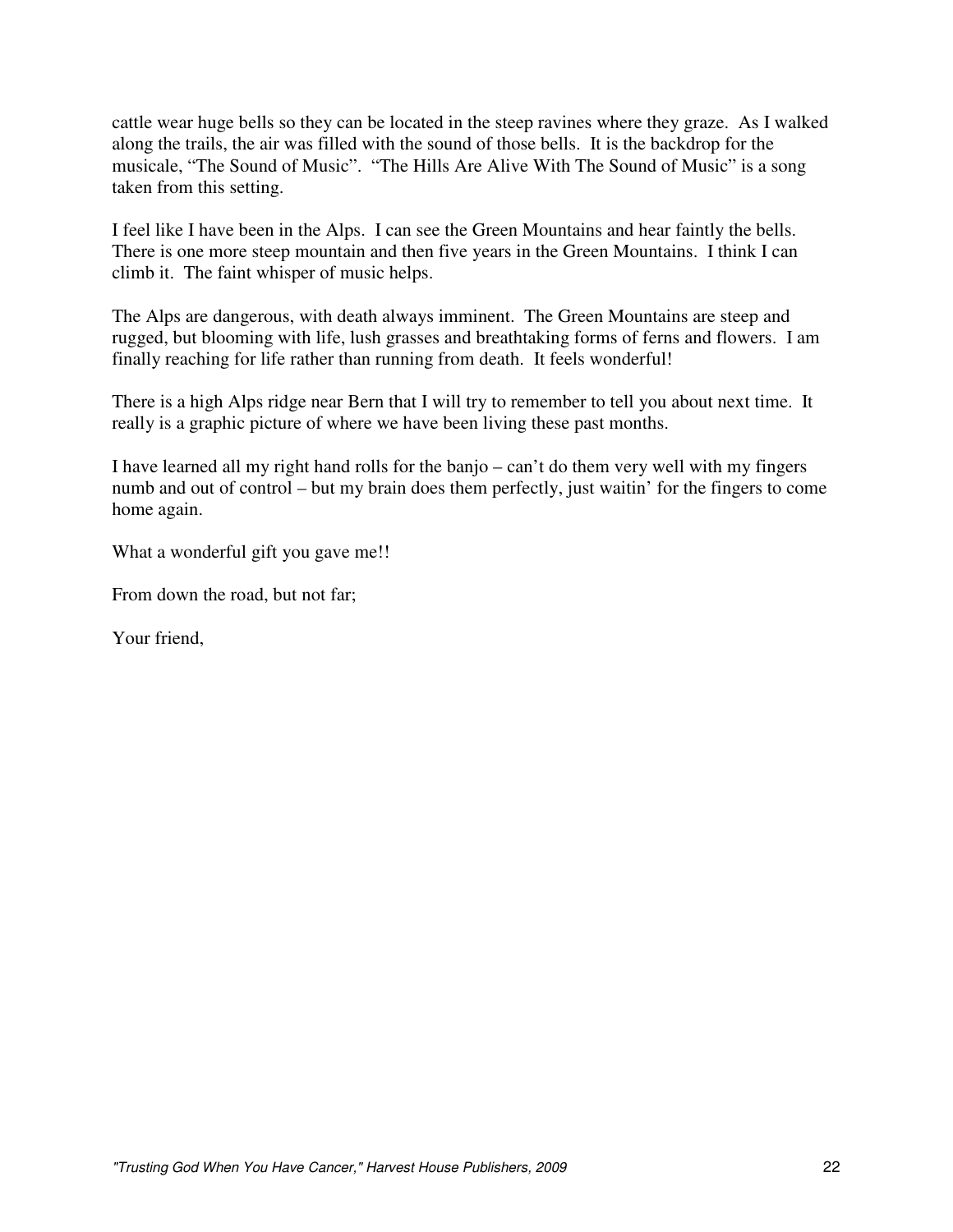cattle wear huge bells so they can be located in the steep ravines where they graze. As I walked along the trails, the air was filled with the sound of those bells. It is the backdrop for the musicale, "The Sound of Music". "The Hills Are Alive With The Sound of Music" is a song taken from this setting.

I feel like I have been in the Alps. I can see the Green Mountains and hear faintly the bells. There is one more steep mountain and then five years in the Green Mountains. I think I can climb it. The faint whisper of music helps.

The Alps are dangerous, with death always imminent. The Green Mountains are steep and rugged, but blooming with life, lush grasses and breathtaking forms of ferns and flowers. I am finally reaching for life rather than running from death. It feels wonderful!

There is a high Alps ridge near Bern that I will try to remember to tell you about next time. It really is a graphic picture of where we have been living these past months.

I have learned all my right hand rolls for the banjo – can't do them very well with my fingers numb and out of control – but my brain does them perfectly, just waitin' for the fingers to come home again.

What a wonderful gift you gave me!!

From down the road, but not far;

Your friend,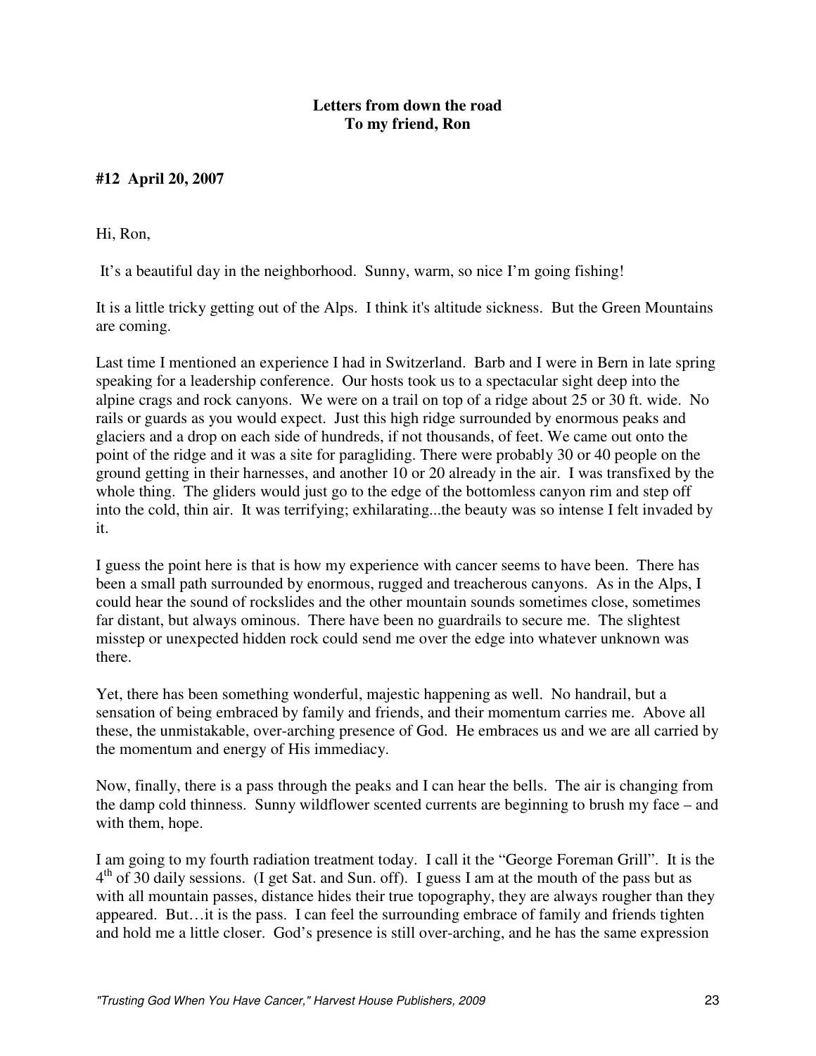**Letters from down the road**
**To my friend, Ron**

**#12 April 20, 2007**

Hi, Ron,

It's a beautiful day in the neighborhood. Sunny, warm, so nice I'm going fishing!

It is a little tricky getting out of the Alps. I think it's altitude sickness. But the Green Mountains are coming.

Last time I mentioned an experience I had in Switzerland. Barb and I were in Bern in late spring speaking for a leadership conference. Our hosts took us to a spectacular sight deep into the alpine crags and rock canyons. We were on a trail on top of a ridge about 25 or 30 ft. wide. No rails or guards as you would expect. Just this high ridge surrounded by enormous peaks and glaciers and a drop on each side of hundreds, if not thousands, of feet. We came out onto the point of the ridge and it was a site for paragliding. There were probably 30 or 40 people on the ground getting in their harnesses, and another 10 or 20 already in the air. I was transfixed by the whole thing. The gliders would just go to the edge of the bottomless canyon rim and step off into the cold, thin air. It was terrifying; exhilarating...the beauty was so intense I felt invaded by it.

I guess the point here is that is how my experience with cancer seems to have been. There has been a small path surrounded by enormous, rugged and treacherous canyons. As in the Alps, I could hear the sound of rockslides and the other mountain sounds sometimes close, sometimes far distant, but always ominous. There have been no guardrails to secure me. The slightest misstep or unexpected hidden rock could send me over the edge into whatever unknown was there.

Yet, there has been something wonderful, majestic happening as well. No handrail, but a sensation of being embraced by family and friends, and their momentum carries me. Above all these, the unmistakable, over-arching presence of God. He embraces us and we are all carried by the momentum and energy of His immediacy.

Now, finally, there is a pass through the peaks and I can hear the bells. The air is changing from the damp cold thinness. Sunny wildflower scented currents are beginning to brush my face – and with them, hope.

I am going to my fourth radiation treatment today. I call it the "George Foreman Grill". It is the 4th of 30 daily sessions. (I get Sat. and Sun. off). I guess I am at the mouth of the pass but as with all mountain passes, distance hides their true topography, they are always rougher than they appeared. But…it is the pass. I can feel the surrounding embrace of family and friends tighten and hold me a little closer. God's presence is still over-arching, and he has the same expression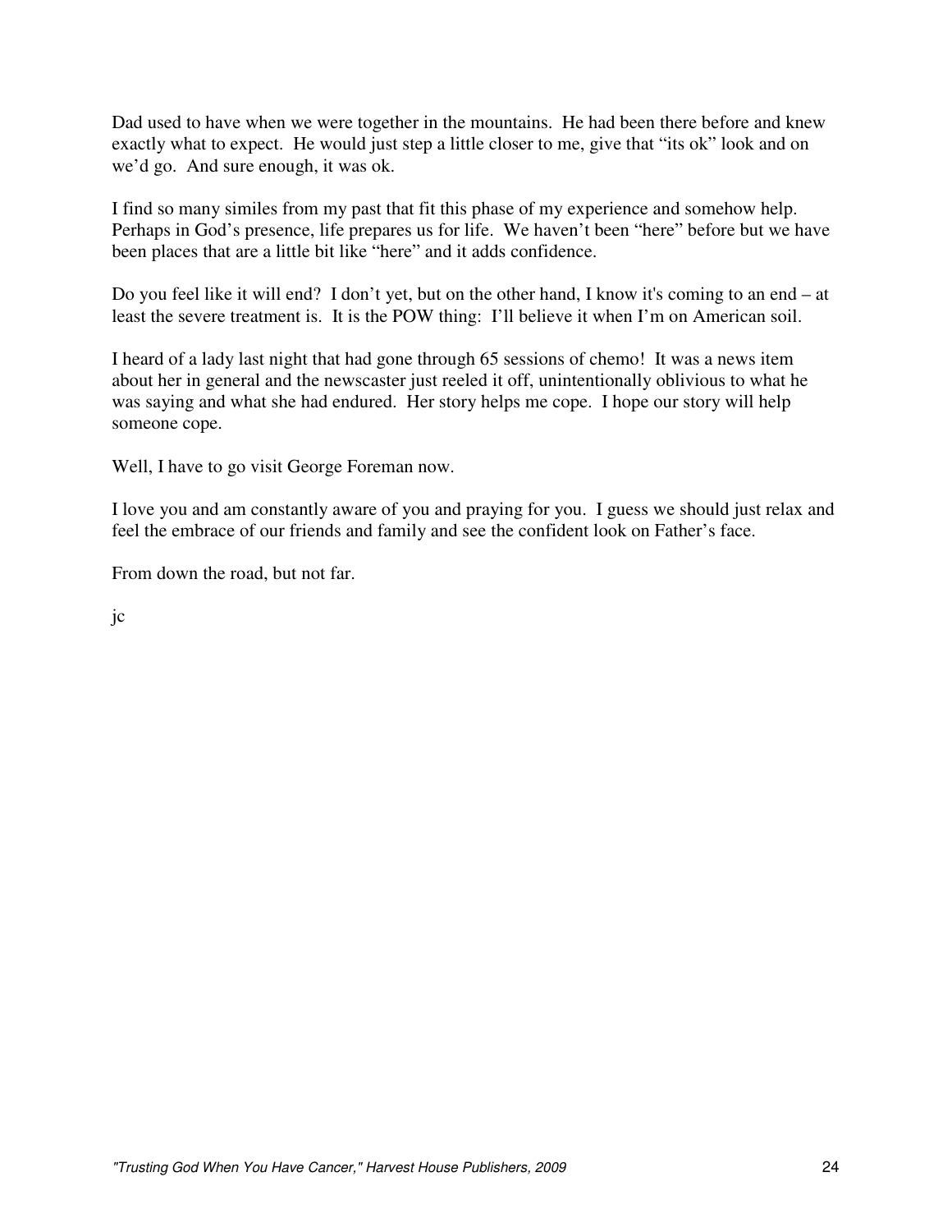Dad used to have when we were together in the mountains. He had been there before and knew exactly what to expect. He would just step a little closer to me, give that "its ok" look and on we'd go. And sure enough, it was ok.

I find so many similes from my past that fit this phase of my experience and somehow help. Perhaps in God's presence, life prepares us for life. We haven't been "here" before but we have been places that are a little bit like "here" and it adds confidence.

Do you feel like it will end? I don't yet, but on the other hand, I know it's coming to an end – at least the severe treatment is. It is the POW thing: I'll believe it when I'm on American soil.

I heard of a lady last night that had gone through 65 sessions of chemo! It was a news item about her in general and the newscaster just reeled it off, unintentionally oblivious to what he was saying and what she had endured. Her story helps me cope. I hope our story will help someone cope.

Well, I have to go visit George Foreman now.

I love you and am constantly aware of you and praying for you. I guess we should just relax and feel the embrace of our friends and family and see the confident look on Father's face.

From down the road, but not far.

jc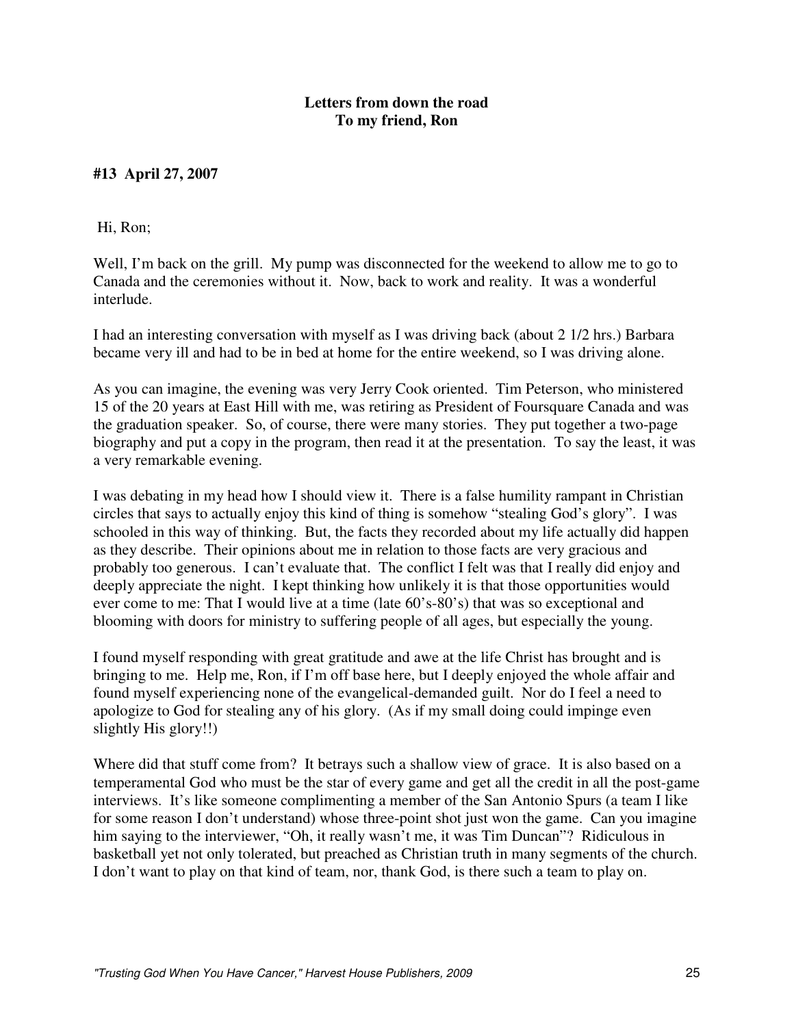**Letters from down the road**
**To my friend, Ron**

**#13 April 27, 2007**

Hi, Ron;

Well, I'm back on the grill. My pump was disconnected for the weekend to allow me to go to Canada and the ceremonies without it. Now, back to work and reality. It was a wonderful interlude.

I had an interesting conversation with myself as I was driving back (about 2 1/2 hrs.) Barbara became very ill and had to be in bed at home for the entire weekend, so I was driving alone.

As you can imagine, the evening was very Jerry Cook oriented. Tim Peterson, who ministered 15 of the 20 years at East Hill with me, was retiring as President of Foursquare Canada and was the graduation speaker. So, of course, there were many stories. They put together a two-page biography and put a copy in the program, then read it at the presentation. To say the least, it was a very remarkable evening.

I was debating in my head how I should view it. There is a false humility rampant in Christian circles that says to actually enjoy this kind of thing is somehow "stealing God's glory". I was schooled in this way of thinking. But, the facts they recorded about my life actually did happen as they describe. Their opinions about me in relation to those facts are very gracious and probably too generous. I can't evaluate that. The conflict I felt was that I really did enjoy and deeply appreciate the night. I kept thinking how unlikely it is that those opportunities would ever come to me: That I would live at a time (late 60's-80's) that was so exceptional and blooming with doors for ministry to suffering people of all ages, but especially the young.

I found myself responding with great gratitude and awe at the life Christ has brought and is bringing to me. Help me, Ron, if I'm off base here, but I deeply enjoyed the whole affair and found myself experiencing none of the evangelical-demanded guilt. Nor do I feel a need to apologize to God for stealing any of his glory. (As if my small doing could impinge even slightly His glory!!)

Where did that stuff come from? It betrays such a shallow view of grace. It is also based on a temperamental God who must be the star of every game and get all the credit in all the post-game interviews. It's like someone complimenting a member of the San Antonio Spurs (a team I like for some reason I don't understand) whose three-point shot just won the game. Can you imagine him saying to the interviewer, "Oh, it really wasn't me, it was Tim Duncan"? Ridiculous in basketball yet not only tolerated, but preached as Christian truth in many segments of the church. I don't want to play on that kind of team, nor, thank God, is there such a team to play on.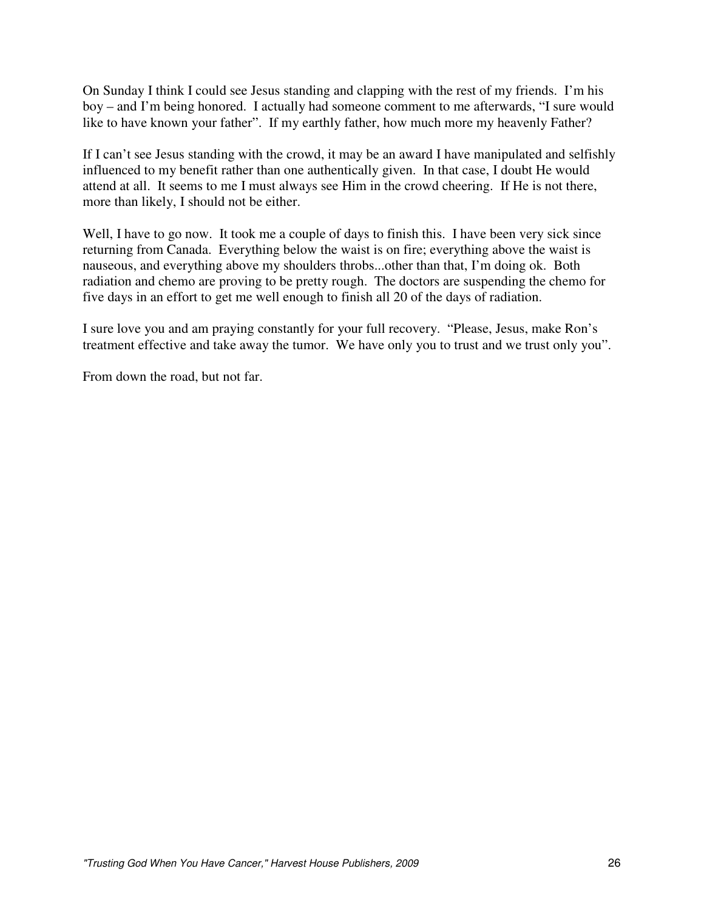On Sunday I think I could see Jesus standing and clapping with the rest of my friends. I'm his boy – and I'm being honored. I actually had someone comment to me afterwards, "I sure would like to have known your father". If my earthly father, how much more my heavenly Father?

If I can't see Jesus standing with the crowd, it may be an award I have manipulated and selfishly influenced to my benefit rather than one authentically given. In that case, I doubt He would attend at all. It seems to me I must always see Him in the crowd cheering. If He is not there, more than likely, I should not be either.

Well, I have to go now. It took me a couple of days to finish this. I have been very sick since returning from Canada. Everything below the waist is on fire; everything above the waist is nauseous, and everything above my shoulders throbs...other than that, I'm doing ok. Both radiation and chemo are proving to be pretty rough. The doctors are suspending the chemo for five days in an effort to get me well enough to finish all 20 of the days of radiation.

I sure love you and am praying constantly for your full recovery. "Please, Jesus, make Ron's treatment effective and take away the tumor. We have only you to trust and we trust only you".

From down the road, but not far.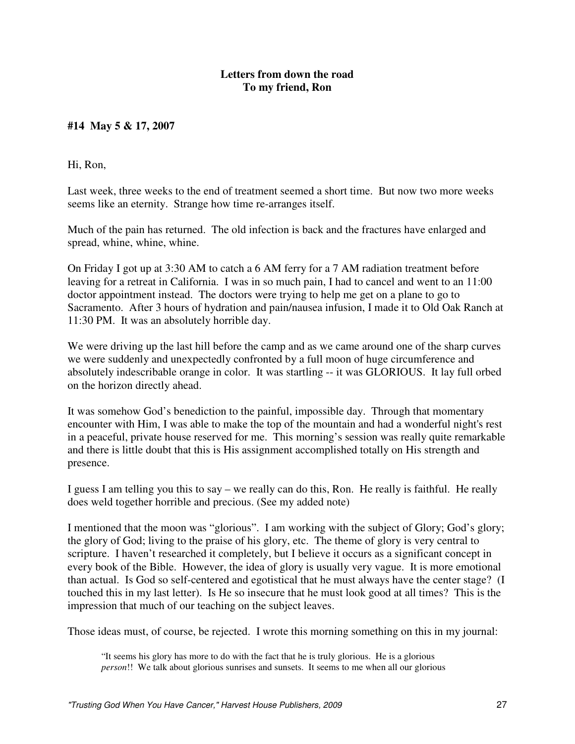**Letters from down the road**
**To my friend, Ron**

**#14 May 5 & 17, 2007**

Hi, Ron,

Last week, three weeks to the end of treatment seemed a short time. But now two more weeks seems like an eternity. Strange how time re-arranges itself.

Much of the pain has returned. The old infection is back and the fractures have enlarged and spread, whine, whine, whine.

On Friday I got up at 3:30 AM to catch a 6 AM ferry for a 7 AM radiation treatment before leaving for a retreat in California. I was in so much pain, I had to cancel and went to an 11:00 doctor appointment instead. The doctors were trying to help me get on a plane to go to Sacramento. After 3 hours of hydration and pain/nausea infusion, I made it to Old Oak Ranch at 11:30 PM. It was an absolutely horrible day.

We were driving up the last hill before the camp and as we came around one of the sharp curves we were suddenly and unexpectedly confronted by a full moon of huge circumference and absolutely indescribable orange in color. It was startling -- it was GLORIOUS. It lay full orbed on the horizon directly ahead.

It was somehow God's benediction to the painful, impossible day. Through that momentary encounter with Him, I was able to make the top of the mountain and had a wonderful night's rest in a peaceful, private house reserved for me. This morning's session was really quite remarkable and there is little doubt that this is His assignment accomplished totally on His strength and presence.

I guess I am telling you this to say – we really can do this, Ron. He really is faithful. He really does weld together horrible and precious. (See my added note)

I mentioned that the moon was "glorious". I am working with the subject of Glory; God's glory; the glory of God; living to the praise of his glory, etc. The theme of glory is very central to scripture. I haven't researched it completely, but I believe it occurs as a significant concept in every book of the Bible. However, the idea of glory is usually very vague. It is more emotional than actual. Is God so self-centered and egotistical that he must always have the center stage? (I touched this in my last letter). Is He so insecure that he must look good at all times? This is the impression that much of our teaching on the subject leaves.

Those ideas must, of course, be rejected. I wrote this morning something on this in my journal:

> "It seems his glory has more to do with the fact that he is truly glorious. He is a glorious *person*!! We talk about glorious sunrises and sunsets. It seems to me when all our glorious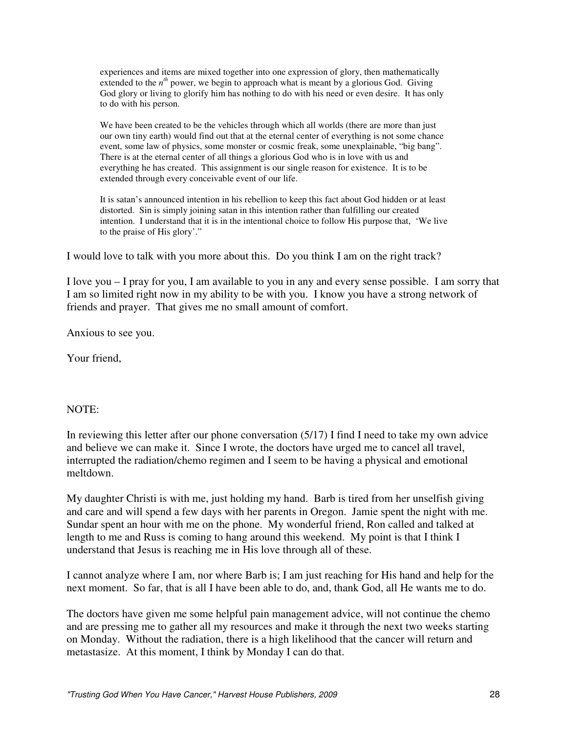> experiences and items are mixed together into one expression of glory, then mathematically extended to the $n^{th}$ power, we begin to approach what is meant by a glorious God. Giving God glory or living to glorify him has nothing to do with his need or even desire. It has only to do with his person.
>
> We have been created to be the vehicles through which all worlds (there are more than just our own tiny earth) would find out that at the eternal center of everything is not some chance event, some law of physics, some monster or cosmic freak, some unexplainable, "big bang". There is at the eternal center of all things a glorious God who is in love with us and everything he has created. This assignment is our single reason for existence. It is to be extended through every conceivable event of our life.
>
> It is satan's announced intention in his rebellion to keep this fact about God hidden or at least distorted. Sin is simply joining satan in this intention rather than fulfilling our created intention. I understand that it is in the intentional choice to follow His purpose that, 'We live to the praise of His glory'."

I would love to talk with you more about this. Do you think I am on the right track?

I love you – I pray for you, I am available to you in any and every sense possible. I am sorry that I am so limited right now in my ability to be with you. I know you have a strong network of friends and prayer. That gives me no small amount of comfort.

Anxious to see you.

Your friend,

NOTE:

In reviewing this letter after our phone conversation (5/17) I find I need to take my own advice and believe we can make it. Since I wrote, the doctors have urged me to cancel all travel, interrupted the radiation/chemo regimen and I seem to be having a physical and emotional meltdown.

My daughter Christi is with me, just holding my hand. Barb is tired from her unselfish giving and care and will spend a few days with her parents in Oregon. Jamie spent the night with me. Sundar spent an hour with me on the phone. My wonderful friend, Ron called and talked at length to me and Russ is coming to hang around this weekend. My point is that I think I understand that Jesus is reaching me in His love through all of these.

I cannot analyze where I am, nor where Barb is; I am just reaching for His hand and help for the next moment. So far, that is all I have been able to do, and, thank God, all He wants me to do.

The doctors have given me some helpful pain management advice, will not continue the chemo and are pressing me to gather all my resources and make it through the next two weeks starting on Monday. Without the radiation, there is a high likelihood that the cancer will return and metastasize. At this moment, I think by Monday I can do that.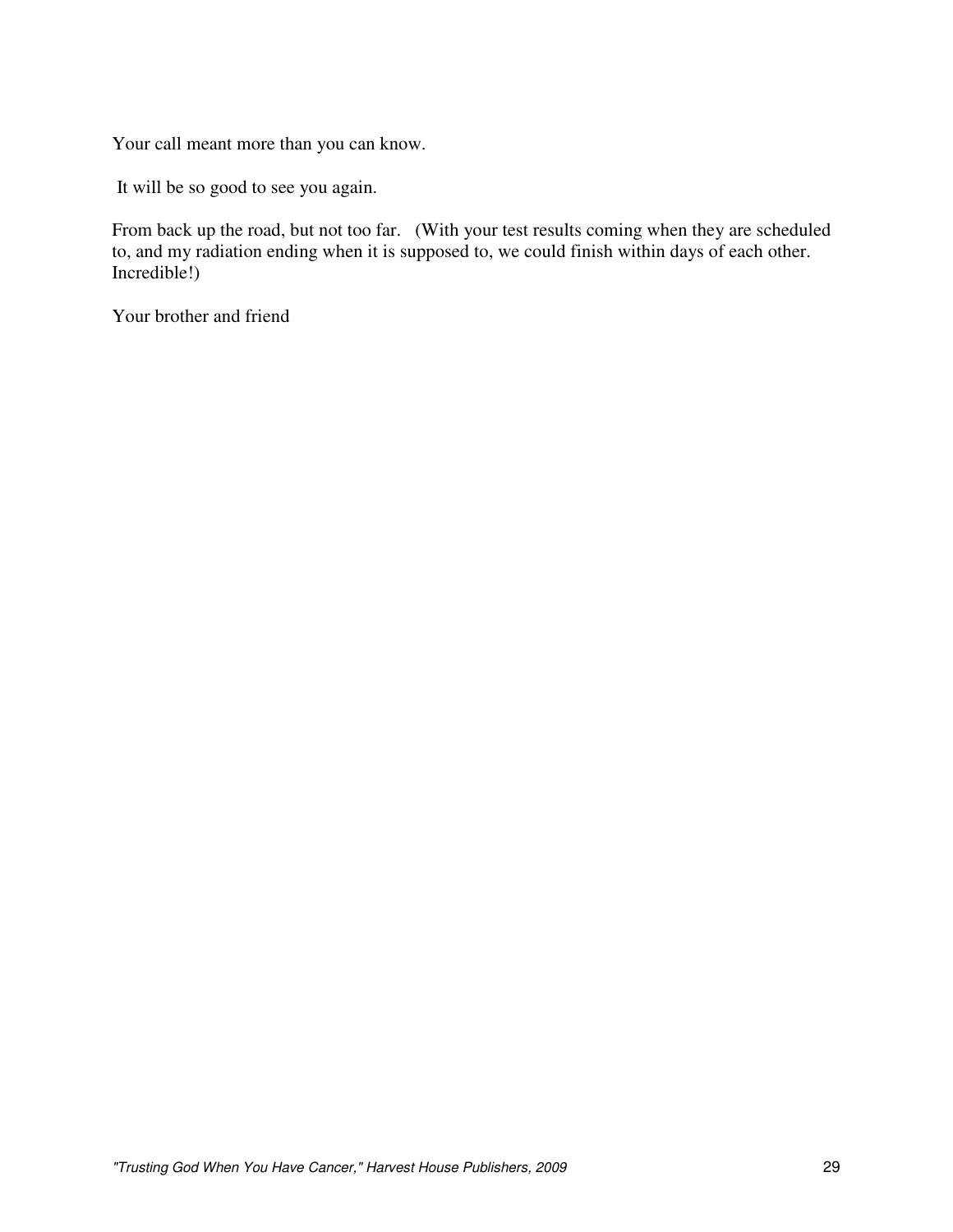Your call meant more than you can know.

It will be so good to see you again.

From back up the road, but not too far. (With your test results coming when they are scheduled to, and my radiation ending when it is supposed to, we could finish within days of each other. Incredible!)

Your brother and friend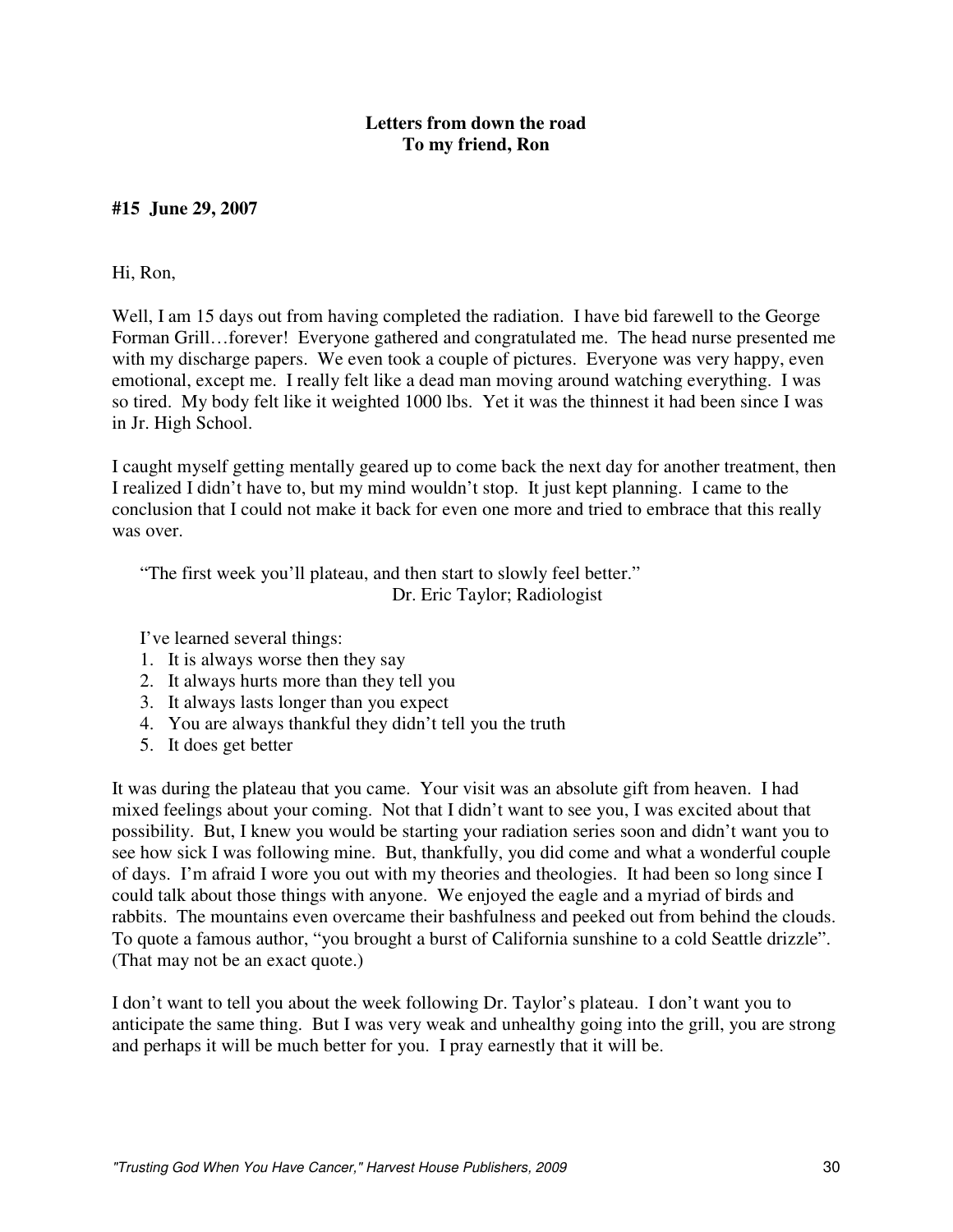**Letters from down the road**
**To my friend, Ron**

**#15 June 29, 2007**

Hi, Ron,

Well, I am 15 days out from having completed the radiation. I have bid farewell to the George Forman Grill…forever! Everyone gathered and congratulated me. The head nurse presented me with my discharge papers. We even took a couple of pictures. Everyone was very happy, even emotional, except me. I really felt like a dead man moving around watching everything. I was so tired. My body felt like it weighted 1000 lbs. Yet it was the thinnest it had been since I was in Jr. High School.

I caught myself getting mentally geared up to come back the next day for another treatment, then I realized I didn't have to, but my mind wouldn't stop. It just kept planning. I came to the conclusion that I could not make it back for even one more and tried to embrace that this really was over.

> "The first week you'll plateau, and then start to slowly feel better."
> Dr. Eric Taylor; Radiologist

I've learned several things:

1. It is always worse then they say
2. It always hurts more than they tell you
3. It always lasts longer than you expect
4. You are always thankful they didn't tell you the truth
5. It does get better

It was during the plateau that you came. Your visit was an absolute gift from heaven. I had mixed feelings about your coming. Not that I didn't want to see you, I was excited about that possibility. But, I knew you would be starting your radiation series soon and didn't want you to see how sick I was following mine. But, thankfully, you did come and what a wonderful couple of days. I'm afraid I wore you out with my theories and theologies. It had been so long since I could talk about those things with anyone. We enjoyed the eagle and a myriad of birds and rabbits. The mountains even overcame their bashfulness and peeked out from behind the clouds. To quote a famous author, "you brought a burst of California sunshine to a cold Seattle drizzle". (That may not be an exact quote.)

I don't want to tell you about the week following Dr. Taylor's plateau. I don't want you to anticipate the same thing. But I was very weak and unhealthy going into the grill, you are strong and perhaps it will be much better for you. I pray earnestly that it will be.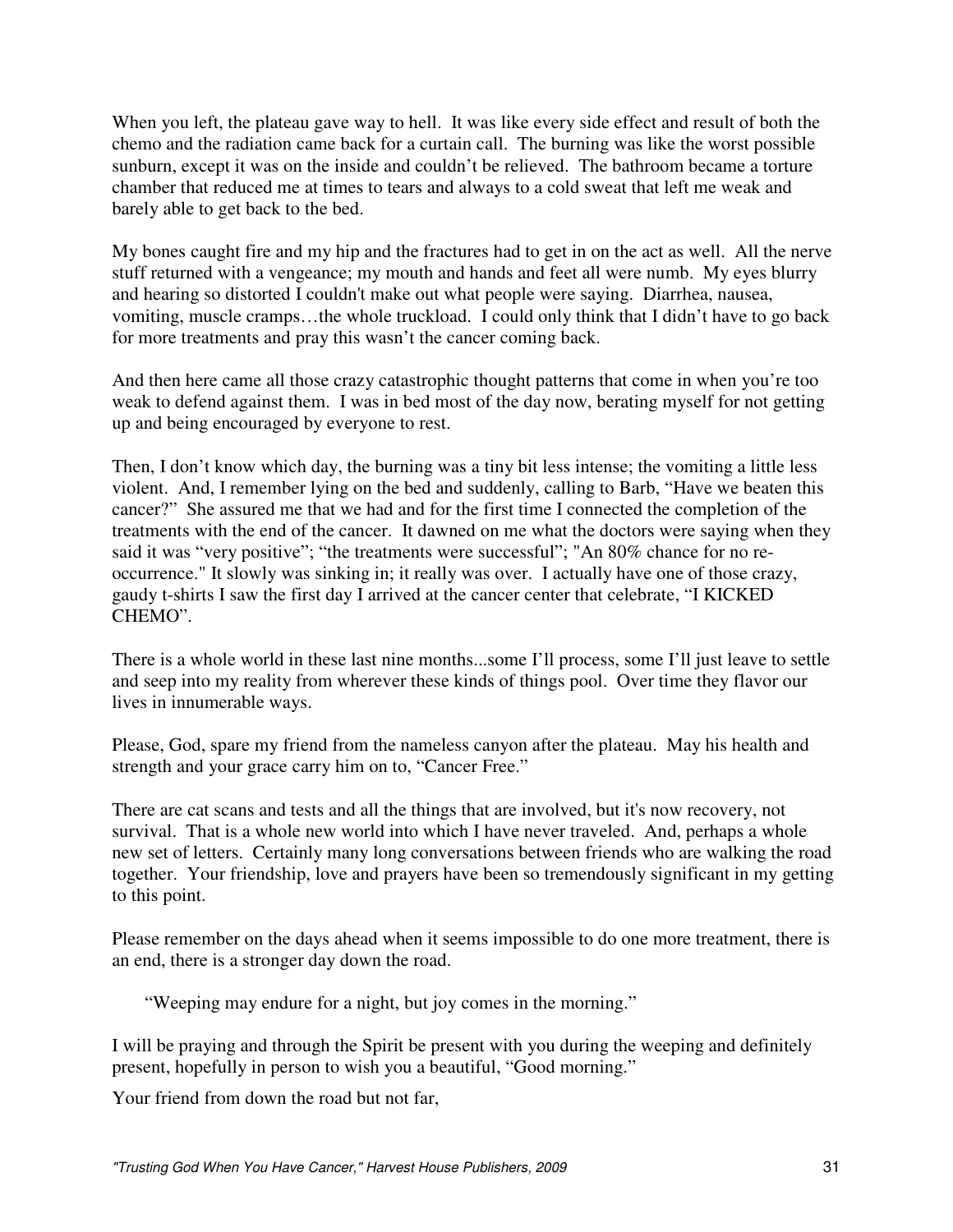When you left, the plateau gave way to hell. It was like every side effect and result of both the chemo and the radiation came back for a curtain call. The burning was like the worst possible sunburn, except it was on the inside and couldn't be relieved. The bathroom became a torture chamber that reduced me at times to tears and always to a cold sweat that left me weak and barely able to get back to the bed.

My bones caught fire and my hip and the fractures had to get in on the act as well. All the nerve stuff returned with a vengeance; my mouth and hands and feet all were numb. My eyes blurry and hearing so distorted I couldn't make out what people were saying. Diarrhea, nausea, vomiting, muscle cramps…the whole truckload. I could only think that I didn't have to go back for more treatments and pray this wasn't the cancer coming back.

And then here came all those crazy catastrophic thought patterns that come in when you're too weak to defend against them. I was in bed most of the day now, berating myself for not getting up and being encouraged by everyone to rest.

Then, I don't know which day, the burning was a tiny bit less intense; the vomiting a little less violent. And, I remember lying on the bed and suddenly, calling to Barb, "Have we beaten this cancer?" She assured me that we had and for the first time I connected the completion of the treatments with the end of the cancer. It dawned on me what the doctors were saying when they said it was "very positive"; "the treatments were successful"; "An 80% chance for no re-occurrence." It slowly was sinking in; it really was over. I actually have one of those crazy, gaudy t-shirts I saw the first day I arrived at the cancer center that celebrate, "I KICKED CHEMO".

There is a whole world in these last nine months...some I'll process, some I'll just leave to settle and seep into my reality from wherever these kinds of things pool. Over time they flavor our lives in innumerable ways.

Please, God, spare my friend from the nameless canyon after the plateau. May his health and strength and your grace carry him on to, "Cancer Free."

There are cat scans and tests and all the things that are involved, but it's now recovery, not survival. That is a whole new world into which I have never traveled. And, perhaps a whole new set of letters. Certainly many long conversations between friends who are walking the road together. Your friendship, love and prayers have been so tremendously significant in my getting to this point.

Please remember on the days ahead when it seems impossible to do one more treatment, there is an end, there is a stronger day down the road.

> "Weeping may endure for a night, but joy comes in the morning."

I will be praying and through the Spirit be present with you during the weeping and definitely present, hopefully in person to wish you a beautiful, "Good morning."

Your friend from down the road but not far,

*"Trusting God When You Have Cancer," Harvest House Publishers, 2009*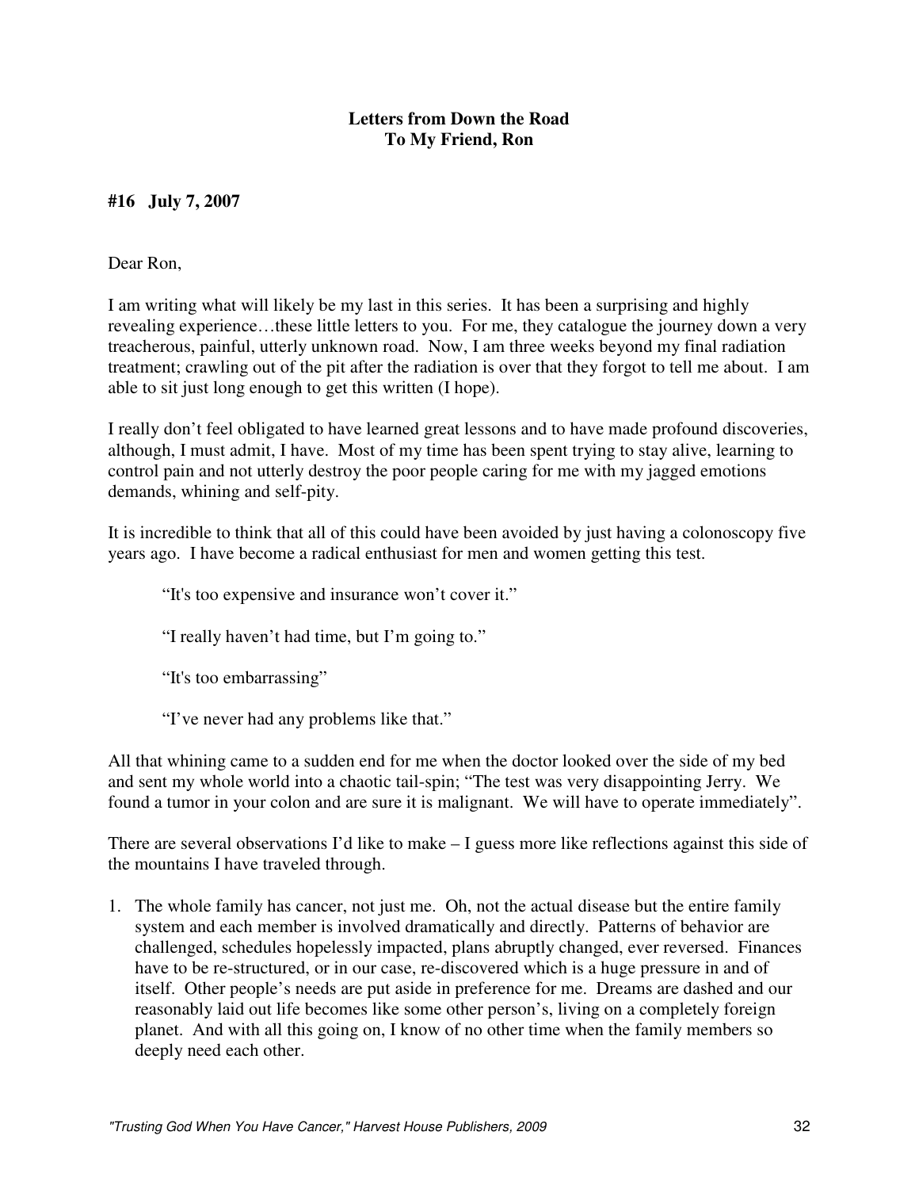**Letters from Down the Road**
**To My Friend, Ron**

**#16 July 7, 2007**

Dear Ron,

I am writing what will likely be my last in this series. It has been a surprising and highly revealing experience…these little letters to you. For me, they catalogue the journey down a very treacherous, painful, utterly unknown road. Now, I am three weeks beyond my final radiation treatment; crawling out of the pit after the radiation is over that they forgot to tell me about. I am able to sit just long enough to get this written (I hope).

I really don't feel obligated to have learned great lessons and to have made profound discoveries, although, I must admit, I have. Most of my time has been spent trying to stay alive, learning to control pain and not utterly destroy the poor people caring for me with my jagged emotions demands, whining and self-pity.

It is incredible to think that all of this could have been avoided by just having a colonoscopy five years ago. I have become a radical enthusiast for men and women getting this test.

> "It's too expensive and insurance won't cover it."
>
> "I really haven't had time, but I'm going to."
>
> "It's too embarrassing"
>
> "I've never had any problems like that."

All that whining came to a sudden end for me when the doctor looked over the side of my bed and sent my whole world into a chaotic tail-spin; "The test was very disappointing Jerry. We found a tumor in your colon and are sure it is malignant. We will have to operate immediately".

There are several observations I'd like to make – I guess more like reflections against this side of the mountains I have traveled through.

1. The whole family has cancer, not just me. Oh, not the actual disease but the entire family system and each member is involved dramatically and directly. Patterns of behavior are challenged, schedules hopelessly impacted, plans abruptly changed, ever reversed. Finances have to be re-structured, or in our case, re-discovered which is a huge pressure in and of itself. Other people's needs are put aside in preference for me. Dreams are dashed and our reasonably laid out life becomes like some other person's, living on a completely foreign planet. And with all this going on, I know of no other time when the family members so deeply need each other.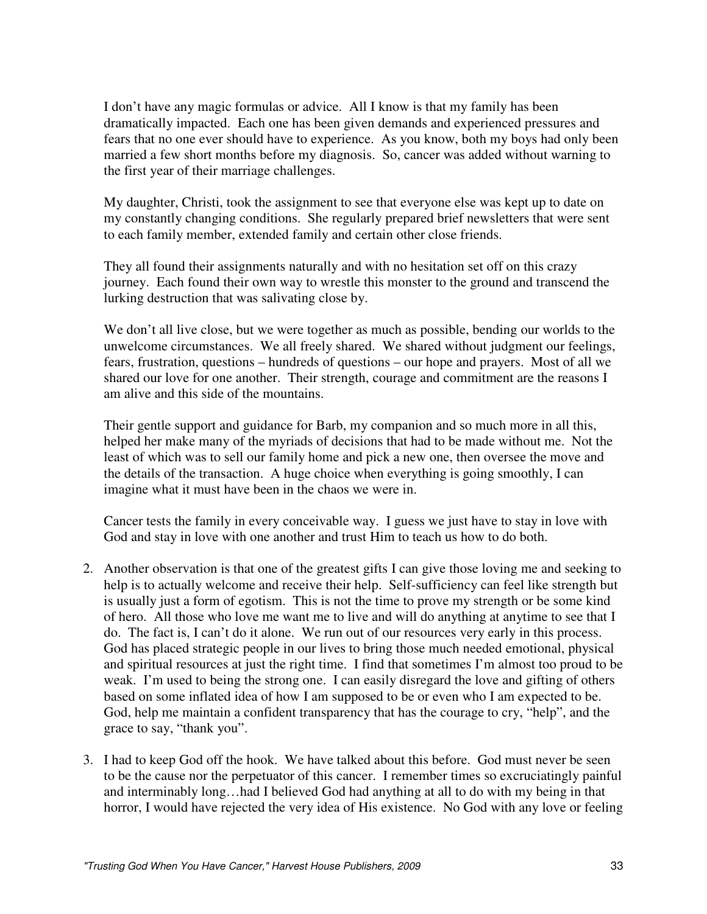I don't have any magic formulas or advice. All I know is that my family has been dramatically impacted. Each one has been given demands and experienced pressures and fears that no one ever should have to experience. As you know, both my boys had only been married a few short months before my diagnosis. So, cancer was added without warning to the first year of their marriage challenges.

My daughter, Christi, took the assignment to see that everyone else was kept up to date on my constantly changing conditions. She regularly prepared brief newsletters that were sent to each family member, extended family and certain other close friends.

They all found their assignments naturally and with no hesitation set off on this crazy journey. Each found their own way to wrestle this monster to the ground and transcend the lurking destruction that was salivating close by.

We don't all live close, but we were together as much as possible, bending our worlds to the unwelcome circumstances. We all freely shared. We shared without judgment our feelings, fears, frustration, questions – hundreds of questions – our hope and prayers. Most of all we shared our love for one another. Their strength, courage and commitment are the reasons I am alive and this side of the mountains.

Their gentle support and guidance for Barb, my companion and so much more in all this, helped her make many of the myriads of decisions that had to be made without me. Not the least of which was to sell our family home and pick a new one, then oversee the move and the details of the transaction. A huge choice when everything is going smoothly, I can imagine what it must have been in the chaos we were in.

Cancer tests the family in every conceivable way. I guess we just have to stay in love with God and stay in love with one another and trust Him to teach us how to do both.

2. Another observation is that one of the greatest gifts I can give those loving me and seeking to help is to actually welcome and receive their help. Self-sufficiency can feel like strength but is usually just a form of egotism. This is not the time to prove my strength or be some kind of hero. All those who love me want me to live and will do anything at anytime to see that I do. The fact is, I can't do it alone. We run out of our resources very early in this process. God has placed strategic people in our lives to bring those much needed emotional, physical and spiritual resources at just the right time. I find that sometimes I'm almost too proud to be weak. I'm used to being the strong one. I can easily disregard the love and gifting of others based on some inflated idea of how I am supposed to be or even who I am expected to be. God, help me maintain a confident transparency that has the courage to cry, "help", and the grace to say, "thank you".

3. I had to keep God off the hook. We have talked about this before. God must never be seen to be the cause nor the perpetuator of this cancer. I remember times so excruciatingly painful and interminably long…had I believed God had anything at all to do with my being in that horror, I would have rejected the very idea of His existence. No God with any love or feeling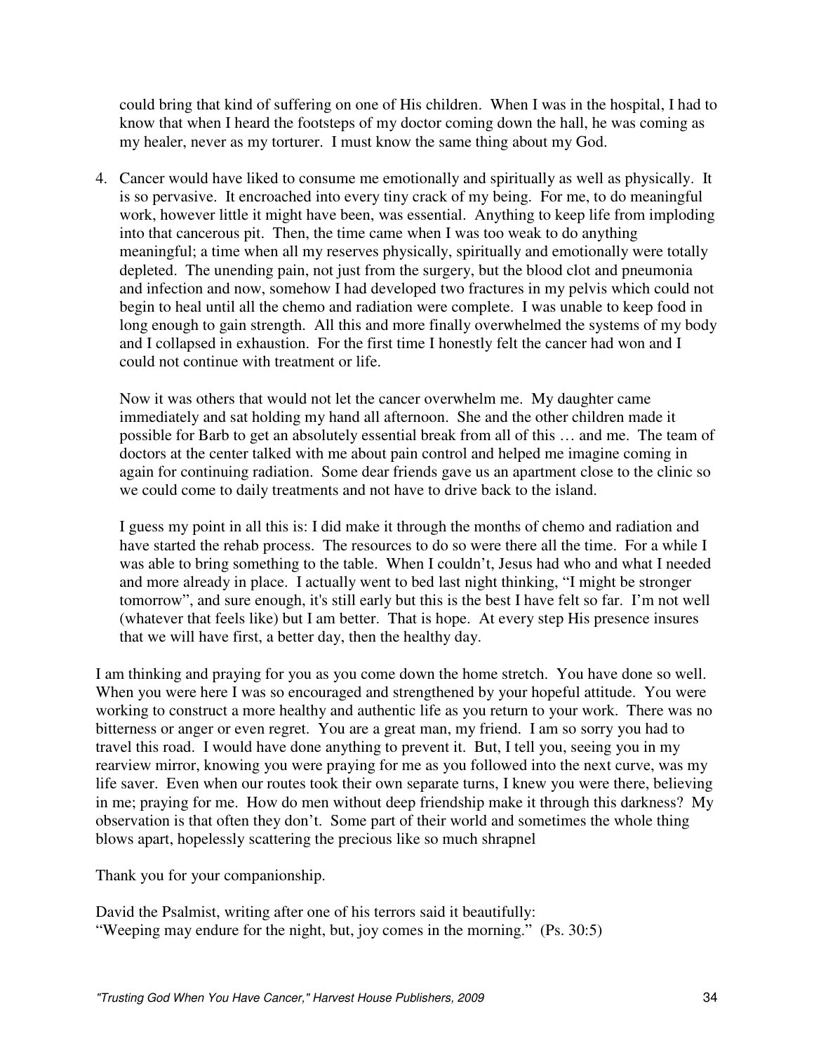could bring that kind of suffering on one of His children. When I was in the hospital, I had to know that when I heard the footsteps of my doctor coming down the hall, he was coming as my healer, never as my torturer. I must know the same thing about my God.

4. Cancer would have liked to consume me emotionally and spiritually as well as physically. It is so pervasive. It encroached into every tiny crack of my being. For me, to do meaningful work, however little it might have been, was essential. Anything to keep life from imploding into that cancerous pit. Then, the time came when I was too weak to do anything meaningful; a time when all my reserves physically, spiritually and emotionally were totally depleted. The unending pain, not just from the surgery, but the blood clot and pneumonia and infection and now, somehow I had developed two fractures in my pelvis which could not begin to heal until all the chemo and radiation were complete. I was unable to keep food in long enough to gain strength. All this and more finally overwhelmed the systems of my body and I collapsed in exhaustion. For the first time I honestly felt the cancer had won and I could not continue with treatment or life.

   Now it was others that would not let the cancer overwhelm me. My daughter came immediately and sat holding my hand all afternoon. She and the other children made it possible for Barb to get an absolutely essential break from all of this … and me. The team of doctors at the center talked with me about pain control and helped me imagine coming in again for continuing radiation. Some dear friends gave us an apartment close to the clinic so we could come to daily treatments and not have to drive back to the island.

   I guess my point in all this is: I did make it through the months of chemo and radiation and have started the rehab process. The resources to do so were there all the time. For a while I was able to bring something to the table. When I couldn't, Jesus had who and what I needed and more already in place. I actually went to bed last night thinking, "I might be stronger tomorrow", and sure enough, it's still early but this is the best I have felt so far. I'm not well (whatever that feels like) but I am better. That is hope. At every step His presence insures that we will have first, a better day, then the healthy day.

I am thinking and praying for you as you come down the home stretch. You have done so well. When you were here I was so encouraged and strengthened by your hopeful attitude. You were working to construct a more healthy and authentic life as you return to your work. There was no bitterness or anger or even regret. You are a great man, my friend. I am so sorry you had to travel this road. I would have done anything to prevent it. But, I tell you, seeing you in my rearview mirror, knowing you were praying for me as you followed into the next curve, was my life saver. Even when our routes took their own separate turns, I knew you were there, believing in me; praying for me. How do men without deep friendship make it through this darkness? My observation is that often they don't. Some part of their world and sometimes the whole thing blows apart, hopelessly scattering the precious like so much shrapnel

Thank you for your companionship.

David the Psalmist, writing after one of his terrors said it beautifully:
"Weeping may endure for the night, but, joy comes in the morning." (Ps. 30:5)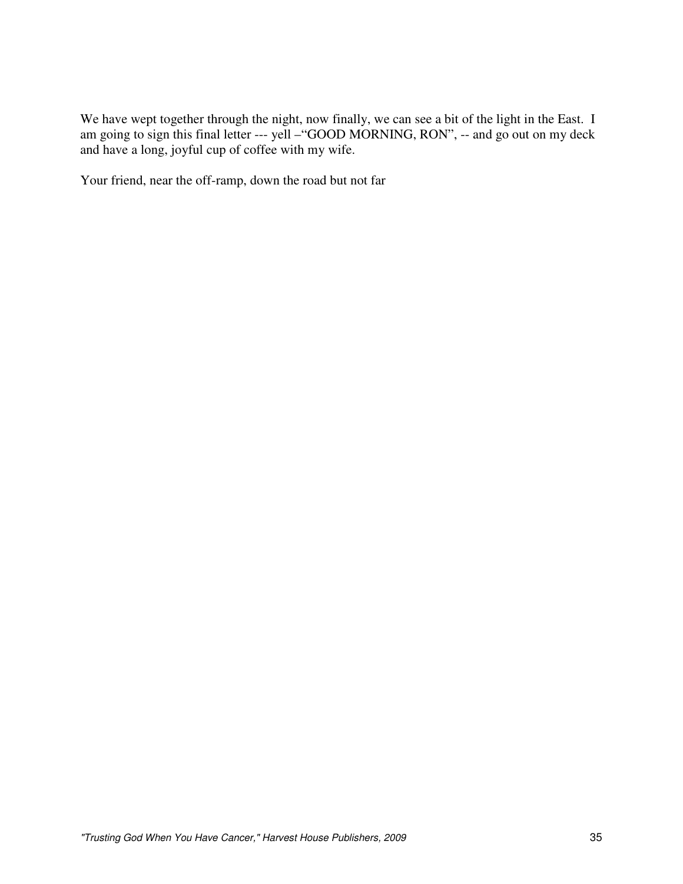We have wept together through the night, now finally, we can see a bit of the light in the East. I am going to sign this final letter --- yell –"GOOD MORNING, RON", -- and go out on my deck and have a long, joyful cup of coffee with my wife.

Your friend, near the off-ramp, down the road but not far